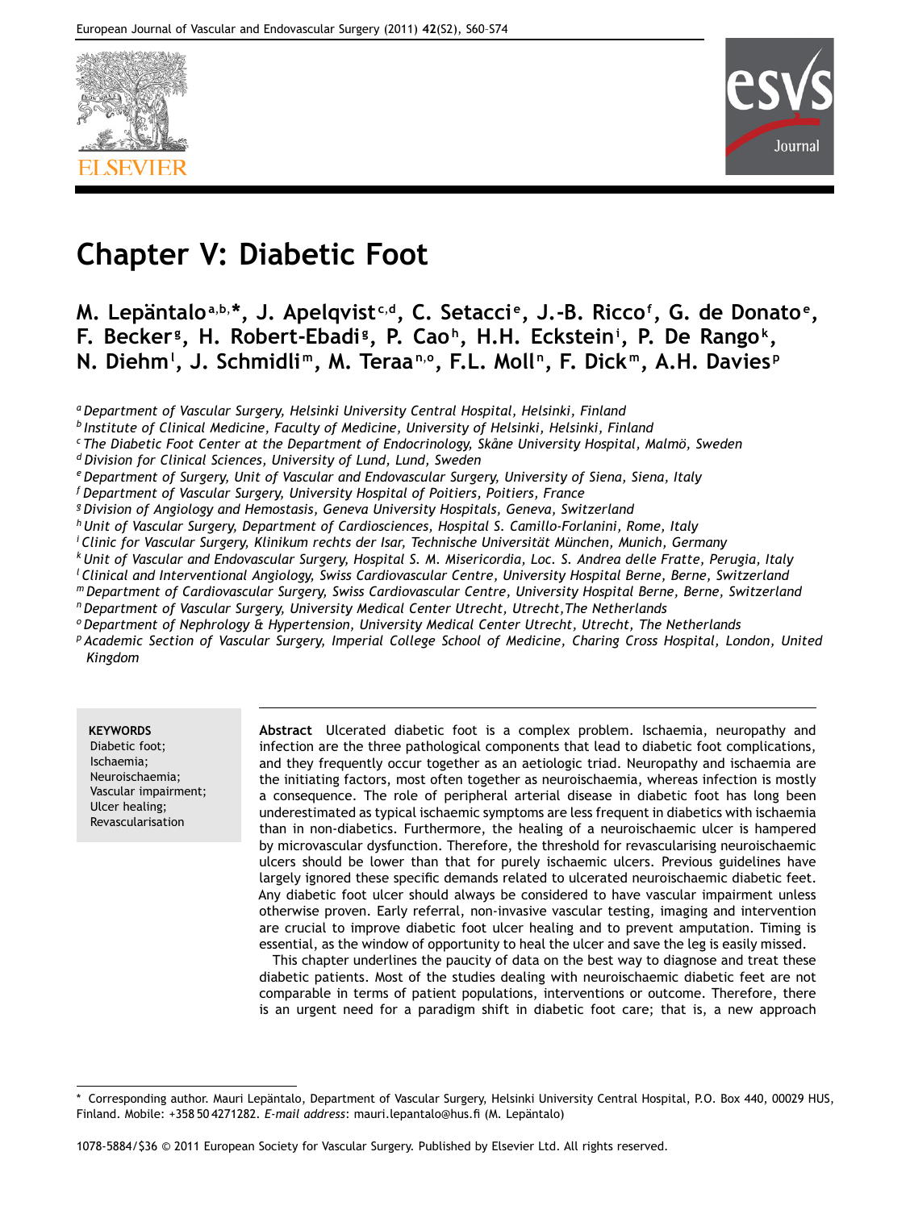# Chapter V: Diabetic Foot

**M. Lepäntalo[a,b,*], J. Apelqvist[c,d], C. Setacci[e], J.-B. Ricco[f], G. de Donato[e], F. Becker[g], H. Robert-Ebadi[g], P. Cao[h], H.H. Eckstein[i], P. De Rango[k], N. Diehm[l], J. Schmidli[m], M. Teraa[n,o], F.L. Moll[n], F. Dick[m], A.H. Davies[p]**

[a] *Department of Vascular Surgery, Helsinki University Central Hospital, Helsinki, Finland*
[b] *Institute of Clinical Medicine, Faculty of Medicine, University of Helsinki, Helsinki, Finland*
[c] *The Diabetic Foot Center at the Department of Endocrinology, Skåne University Hospital, Malmö, Sweden*
[d] *Division for Clinical Sciences, University of Lund, Lund, Sweden*
[e] *Department of Surgery, Unit of Vascular and Endovascular Surgery, University of Siena, Siena, Italy*
[f] *Department of Vascular Surgery, University Hospital of Poitiers, Poitiers, France*
[g] *Division of Angiology and Hemostasis, Geneva University Hospitals, Geneva, Switzerland*
[h] *Unit of Vascular Surgery, Department of Cardiosciences, Hospital S. Camillo-Forlanini, Rome, Italy*
[i] *Clinic for Vascular Surgery, Klinikum rechts der Isar, Technische Universität München, Munich, Germany*
[k] *Unit of Vascular and Endovascular Surgery, Hospital S. M. Misericordia, Loc. S. Andrea delle Fratte, Perugia, Italy*
[l] *Clinical and Interventional Angiology, Swiss Cardiovascular Centre, University Hospital Berne, Berne, Switzerland*
[m] *Department of Cardiovascular Surgery, Swiss Cardiovascular Centre, University Hospital Berne, Berne, Switzerland*
[n] *Department of Vascular Surgery, University Medical Center Utrecht, Utrecht,The Netherlands*
[o] *Department of Nephrology & Hypertension, University Medical Center Utrecht, Utrecht, The Netherlands*
[p] *Academic Section of Vascular Surgery, Imperial College School of Medicine, Charing Cross Hospital, London, United Kingdom*

**KEYWORDS**
Diabetic foot;
Ischaemia;
Neuroischaemia;
Vascular impairment;
Ulcer healing;
Revascularisation

**Abstract** Ulcerated diabetic foot is a complex problem. Ischaemia, neuropathy and infection are the three pathological components that lead to diabetic foot complications, and they frequently occur together as an aetiologic triad. Neuropathy and ischaemia are the initiating factors, most often together as neuroischaemia, whereas infection is mostly a consequence. The role of peripheral arterial disease in diabetic foot has long been underestimated as typical ischaemic symptoms are less frequent in diabetics with ischaemia than in non-diabetics. Furthermore, the healing of a neuroischaemic ulcer is hampered by microvascular dysfunction. Therefore, the threshold for revascularising neuroischaemic ulcers should be lower than that for purely ischaemic ulcers. Previous guidelines have largely ignored these specific demands related to ulcerated neuroischaemic diabetic feet. Any diabetic foot ulcer should always be considered to have vascular impairment unless otherwise proven. Early referral, non-invasive vascular testing, imaging and intervention are crucial to improve diabetic foot ulcer healing and to prevent amputation. Timing is essential, as the window of opportunity to heal the ulcer and save the leg is easily missed.

This chapter underlines the paucity of data on the best way to diagnose and treat these diabetic patients. Most of the studies dealing with neuroischaemic diabetic feet are not comparable in terms of patient populations, interventions or outcome. Therefore, there is an urgent need for a paradigm shift in diabetic foot care; that is, a new approach

\* Corresponding author. Mauri Lepäntalo, Department of Vascular Surgery, Helsinki University Central Hospital, P.O. Box 440, 00029 HUS, Finland. Mobile: +358 50 4271282. *E-mail address*: mauri.lepantalo@hus.fi (M. Lepäntalo)

1078-5884/$36 © 2011 European Society for Vascular Surgery. Published by Elsevier Ltd. All rights reserved.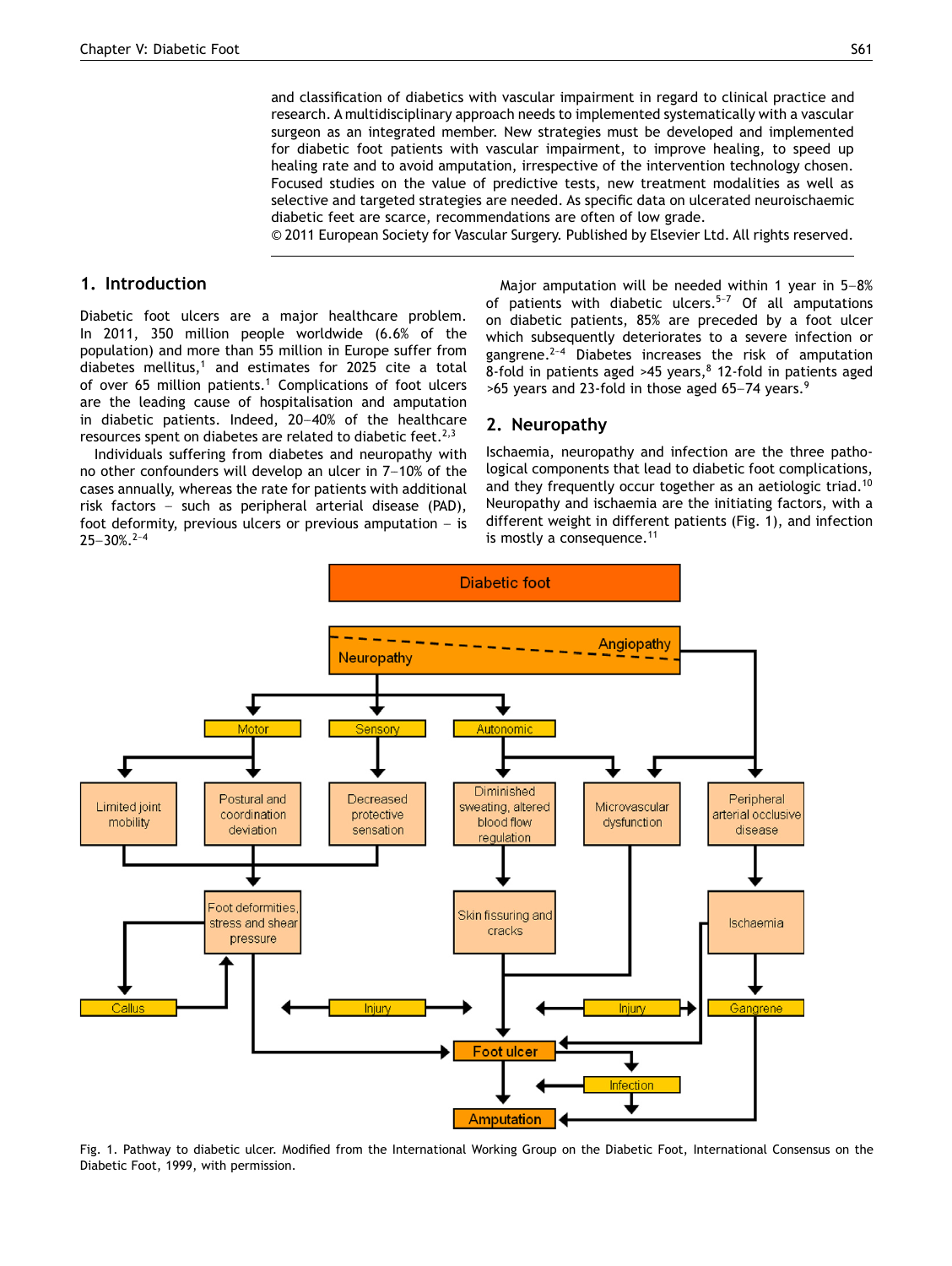and classification of diabetics with vascular impairment in regard to clinical practice and research. A multidisciplinary approach needs to implemented systematically with a vascular surgeon as an integrated member. New strategies must be developed and implemented for diabetic foot patients with vascular impairment, to improve healing, to speed up healing rate and to avoid amputation, irrespective of the intervention technology chosen. Focused studies on the value of predictive tests, new treatment modalities as well as selective and targeted strategies are needed. As specific data on ulcerated neuroischaemic diabetic feet are scarce, recommendations are often of low grade.
© 2011 European Society for Vascular Surgery. Published by Elsevier Ltd. All rights reserved.

## 1. Introduction

Diabetic foot ulcers are a major healthcare problem. In 2011, 350 million people worldwide (6.6% of the population) and more than 55 million in Europe suffer from diabetes mellitus,[1] and estimates for 2025 cite a total of over 65 million patients.[1] Complications of foot ulcers are the leading cause of hospitalisation and amputation in diabetic patients. Indeed, 20–40% of the healthcare resources spent on diabetes are related to diabetic feet.[2,3]

Individuals suffering from diabetes and neuropathy with no other confounders will develop an ulcer in 7–10% of the cases annually, whereas the rate for patients with additional risk factors – such as peripheral arterial disease (PAD), foot deformity, previous ulcers or previous amputation – is 25–30%.[2–4]

Major amputation will be needed within 1 year in 5–8% of patients with diabetic ulcers.[5–7] Of all amputations on diabetic patients, 85% are preceded by a foot ulcer which subsequently deteriorates to a severe infection or gangrene.[2–4] Diabetes increases the risk of amputation 8-fold in patients aged >45 years,[8] 12-fold in patients aged >65 years and 23-fold in those aged 65–74 years.[9]

## 2. Neuropathy

Ischaemia, neuropathy and infection are the three pathological components that lead to diabetic foot complications, and they frequently occur together as an aetiologic triad.[10] Neuropathy and ischaemia are the initiating factors, with a different weight in different patients (Fig. 1), and infection is mostly a consequence.[11]

Fig. 1. Pathway to diabetic ulcer. Modified from the International Working Group on the Diabetic Foot, International Consensus on the Diabetic Foot, 1999, with permission.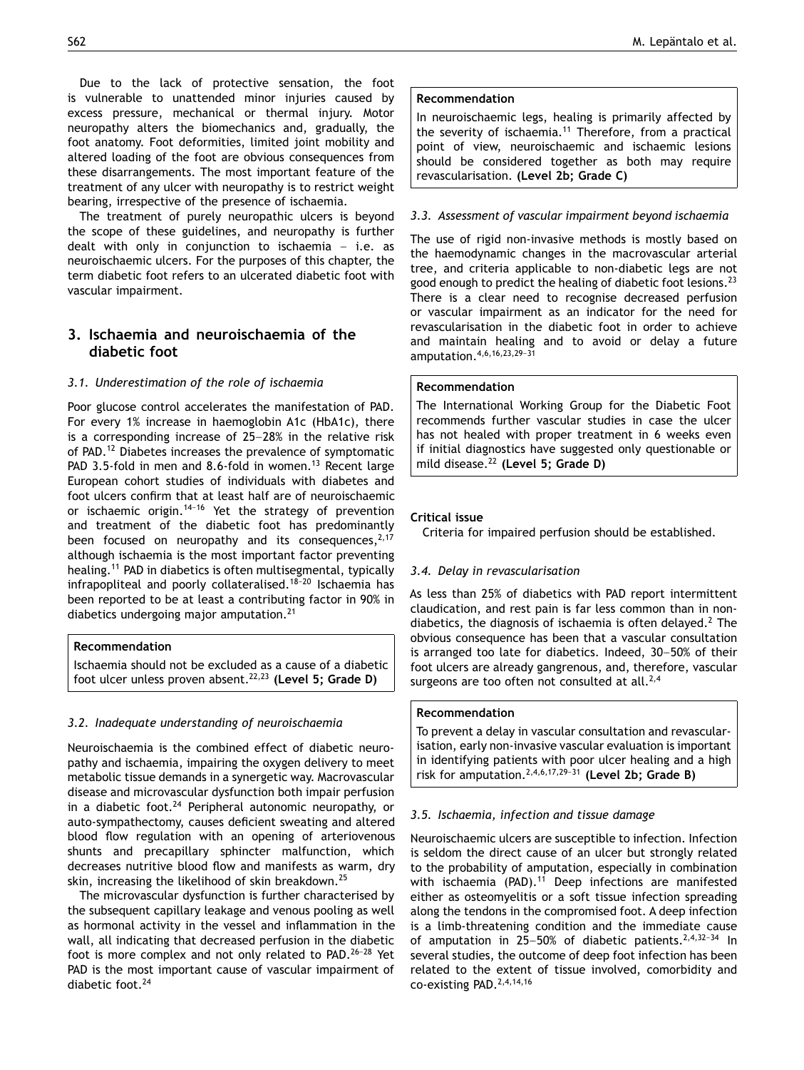Due to the lack of protective sensation, the foot is vulnerable to unattended minor injuries caused by excess pressure, mechanical or thermal injury. Motor neuropathy alters the biomechanics and, gradually, the foot anatomy. Foot deformities, limited joint mobility and altered loading of the foot are obvious consequences from these disarrangements. The most important feature of the treatment of any ulcer with neuropathy is to restrict weight bearing, irrespective of the presence of ischaemia.

The treatment of purely neuropathic ulcers is beyond the scope of these guidelines, and neuropathy is further dealt with only in conjunction to ischaemia – i.e. as neuroischaemic ulcers. For the purposes of this chapter, the term diabetic foot refers to an ulcerated diabetic foot with vascular impairment.

## 3. Ischaemia and neuroischaemia of the diabetic foot

### 3.1. Underestimation of the role of ischaemia

Poor glucose control accelerates the manifestation of PAD. For every 1% increase in haemoglobin A1c (HbA1c), there is a corresponding increase of 25–28% in the relative risk of PAD.[12] Diabetes increases the prevalence of symptomatic PAD 3.5-fold in men and 8.6-fold in women.[13] Recent large European cohort studies of individuals with diabetes and foot ulcers confirm that at least half are of neuroischaemic or ischaemic origin.[14–16] Yet the strategy of prevention and treatment of the diabetic foot has predominantly been focused on neuropathy and its consequences,[2,17] although ischaemia is the most important factor preventing healing.[11] PAD in diabetics is often multisegmental, typically infrapopliteal and poorly collateralised.[18–20] Ischaemia has been reported to be at least a contributing factor in 90% in diabetics undergoing major amputation.[21]

**Recommendation**

Ischaemia should not be excluded as a cause of a diabetic foot ulcer unless proven absent.[22,23] **(Level 5; Grade D)**

### 3.2. Inadequate understanding of neuroischaemia

Neuroischaemia is the combined effect of diabetic neuropathy and ischaemia, impairing the oxygen delivery to meet metabolic tissue demands in a synergetic way. Macrovascular disease and microvascular dysfunction both impair perfusion in a diabetic foot.[24] Peripheral autonomic neuropathy, or auto-sympathectomy, causes deficient sweating and altered blood flow regulation with an opening of arteriovenous shunts and precapillary sphincter malfunction, which decreases nutritive blood flow and manifests as warm, dry skin, increasing the likelihood of skin breakdown.[25]

The microvascular dysfunction is further characterised by the subsequent capillary leakage and venous pooling as well as hormonal activity in the vessel and inflammation in the wall, all indicating that decreased perfusion in the diabetic foot is more complex and not only related to PAD.[26–28] Yet PAD is the most important cause of vascular impairment of diabetic foot.[24]

**Recommendation**

In neuroischaemic legs, healing is primarily affected by the severity of ischaemia.[11] Therefore, from a practical point of view, neuroischaemic and ischaemic lesions should be considered together as both may require revascularisation. **(Level 2b; Grade C)**

### 3.3. Assessment of vascular impairment beyond ischaemia

The use of rigid non-invasive methods is mostly based on the haemodynamic changes in the macrovascular arterial tree, and criteria applicable to non-diabetic legs are not good enough to predict the healing of diabetic foot lesions.[23] There is a clear need to recognise decreased perfusion or vascular impairment as an indicator for the need for revascularisation in the diabetic foot in order to achieve and maintain healing and to avoid or delay a future amputation.[4,6,16,23,29–31]

**Recommendation**

The International Working Group for the Diabetic Foot recommends further vascular studies in case the ulcer has not healed with proper treatment in 6 weeks even if initial diagnostics have suggested only questionable or mild disease.[22] **(Level 5; Grade D)**

**Critical issue**

Criteria for impaired perfusion should be established.

### 3.4. Delay in revascularisation

As less than 25% of diabetics with PAD report intermittent claudication, and rest pain is far less common than in non-diabetics, the diagnosis of ischaemia is often delayed.[2] The obvious consequence has been that a vascular consultation is arranged too late for diabetics. Indeed, 30–50% of their foot ulcers are already gangrenous, and, therefore, vascular surgeons are too often not consulted at all.[2,4]

**Recommendation**

To prevent a delay in vascular consultation and revascularisation, early non-invasive vascular evaluation is important in identifying patients with poor ulcer healing and a high risk for amputation.[2,4,6,17,29–31] **(Level 2b; Grade B)**

### 3.5. Ischaemia, infection and tissue damage

Neuroischaemic ulcers are susceptible to infection. Infection is seldom the direct cause of an ulcer but strongly related to the probability of amputation, especially in combination with ischaemia (PAD).[11] Deep infections are manifested either as osteomyelitis or a soft tissue infection spreading along the tendons in the compromised foot. A deep infection is a limb-threatening condition and the immediate cause of amputation in 25–50% of diabetic patients.[2,4,32–34] In several studies, the outcome of deep foot infection has been related to the extent of tissue involved, comorbidity and co-existing PAD.[2,4,14,16]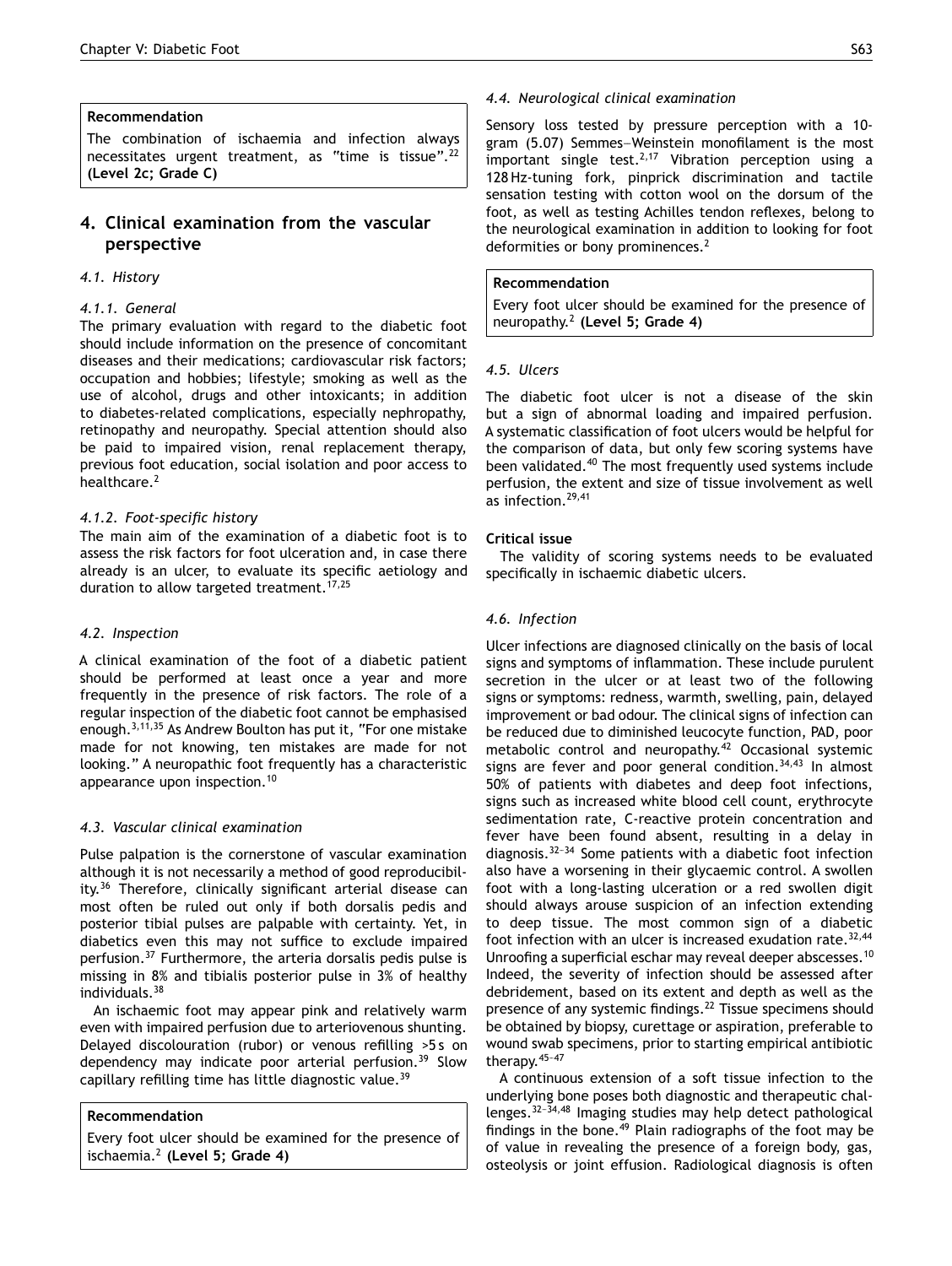**Recommendation**

The combination of ischaemia and infection always necessitates urgent treatment, as "time is tissue".[22] **(Level 2c; Grade C)**

## 4. Clinical examination from the vascular perspective

### 4.1. History

#### 4.1.1. General

The primary evaluation with regard to the diabetic foot should include information on the presence of concomitant diseases and their medications; cardiovascular risk factors; occupation and hobbies; lifestyle; smoking as well as the use of alcohol, drugs and other intoxicants; in addition to diabetes-related complications, especially nephropathy, retinopathy and neuropathy. Special attention should also be paid to impaired vision, renal replacement therapy, previous foot education, social isolation and poor access to healthcare.[2]

#### 4.1.2. Foot-specific history

The main aim of the examination of a diabetic foot is to assess the risk factors for foot ulceration and, in case there already is an ulcer, to evaluate its specific aetiology and duration to allow targeted treatment.[17,25]

### 4.2. Inspection

A clinical examination of the foot of a diabetic patient should be performed at least once a year and more frequently in the presence of risk factors. The role of a regular inspection of the diabetic foot cannot be emphasised enough.[3,11,35] As Andrew Boulton has put it, "For one mistake made for not knowing, ten mistakes are made for not looking." A neuropathic foot frequently has a characteristic appearance upon inspection.[10]

### 4.3. Vascular clinical examination

Pulse palpation is the cornerstone of vascular examination although it is not necessarily a method of good reproducibility.[36] Therefore, clinically significant arterial disease can most often be ruled out only if both dorsalis pedis and posterior tibial pulses are palpable with certainty. Yet, in diabetics even this may not suffice to exclude impaired perfusion.[37] Furthermore, the arteria dorsalis pedis pulse is missing in 8% and tibialis posterior pulse in 3% of healthy individuals.[38]

An ischaemic foot may appear pink and relatively warm even with impaired perfusion due to arteriovenous shunting. Delayed discolouration (rubor) or venous refilling >5 s on dependency may indicate poor arterial perfusion.[39] Slow capillary refilling time has little diagnostic value.[39]

**Recommendation**

Every foot ulcer should be examined for the presence of ischaemia.[2] **(Level 5; Grade 4)**

### 4.4. Neurological clinical examination

Sensory loss tested by pressure perception with a 10-gram (5.07) Semmes–Weinstein monofilament is the most important single test.[2,17] Vibration perception using a 128 Hz-tuning fork, pinprick discrimination and tactile sensation testing with cotton wool on the dorsum of the foot, as well as testing Achilles tendon reflexes, belong to the neurological examination in addition to looking for foot deformities or bony prominences.[2]

**Recommendation**

Every foot ulcer should be examined for the presence of neuropathy.[2] **(Level 5; Grade 4)**

### 4.5. Ulcers

The diabetic foot ulcer is not a disease of the skin but a sign of abnormal loading and impaired perfusion. A systematic classification of foot ulcers would be helpful for the comparison of data, but only few scoring systems have been validated.[40] The most frequently used systems include perfusion, the extent and size of tissue involvement as well as infection.[29,41]

**Critical issue**

The validity of scoring systems needs to be evaluated specifically in ischaemic diabetic ulcers.

### 4.6. Infection

Ulcer infections are diagnosed clinically on the basis of local signs and symptoms of inflammation. These include purulent secretion in the ulcer or at least two of the following signs or symptoms: redness, warmth, swelling, pain, delayed improvement or bad odour. The clinical signs of infection can be reduced due to diminished leucocyte function, PAD, poor metabolic control and neuropathy.[42] Occasional systemic signs are fever and poor general condition.[34,43] In almost 50% of patients with diabetes and deep foot infections, signs such as increased white blood cell count, erythrocyte sedimentation rate, C-reactive protein concentration and fever have been found absent, resulting in a delay in diagnosis.[32–34] Some patients with a diabetic foot infection also have a worsening in their glycaemic control. A swollen foot with a long-lasting ulceration or a red swollen digit should always arouse suspicion of an infection extending to deep tissue. The most common sign of a diabetic foot infection with an ulcer is increased exudation rate.[32,44] Unroofing a superficial eschar may reveal deeper abscesses.[10] Indeed, the severity of infection should be assessed after debridement, based on its extent and depth as well as the presence of any systemic findings.[22] Tissue specimens should be obtained by biopsy, curettage or aspiration, preferable to wound swab specimens, prior to starting empirical antibiotic therapy.[45–47]

A continuous extension of a soft tissue infection to the underlying bone poses both diagnostic and therapeutic challenges.[32–34,48] Imaging studies may help detect pathological findings in the bone.[49] Plain radiographs of the foot may be of value in revealing the presence of a foreign body, gas, osteolysis or joint effusion. Radiological diagnosis is often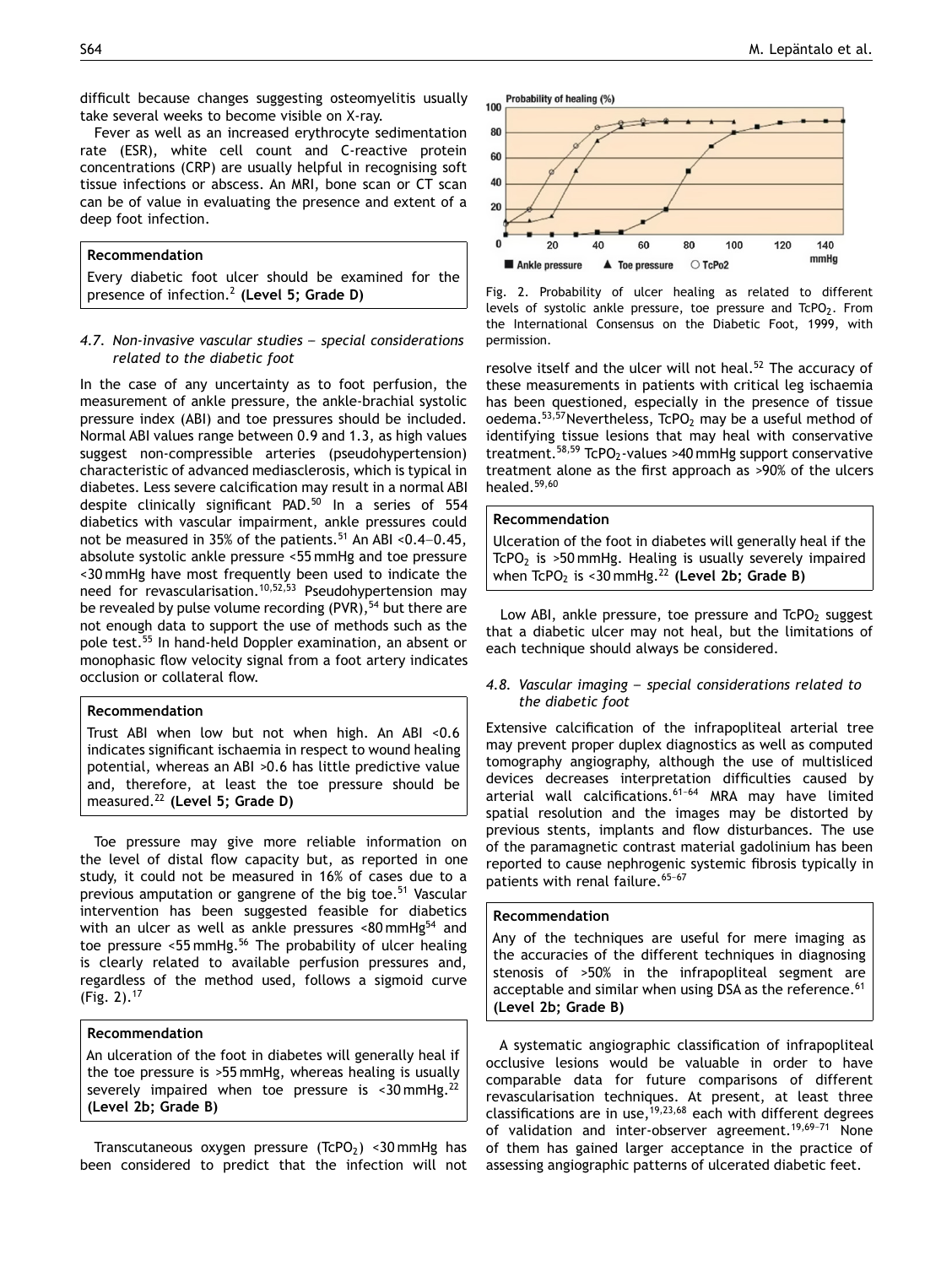difficult because changes suggesting osteomyelitis usually take several weeks to become visible on X-ray.

Fever as well as an increased erythrocyte sedimentation rate (ESR), white cell count and C-reactive protein concentrations (CRP) are usually helpful in recognising soft tissue infections or abscess. An MRI, bone scan or CT scan can be of value in evaluating the presence and extent of a deep foot infection.

> **Recommendation**
>
> Every diabetic foot ulcer should be examined for the presence of infection.[2] **(Level 5; Grade D)**

### *4.7. Non-invasive vascular studies — special considerations related to the diabetic foot*

In the case of any uncertainty as to foot perfusion, the measurement of ankle pressure, the ankle-brachial systolic pressure index (ABI) and toe pressures should be included. Normal ABI values range between 0.9 and 1.3, as high values suggest non-compressible arteries (pseudohypertension) characteristic of advanced mediasclerosis, which is typical in diabetes. Less severe calcification may result in a normal ABI despite clinically significant PAD.[50] In a series of 554 diabetics with vascular impairment, ankle pressures could not be measured in 35% of the patients.[51] An ABI <0.4–0.45, absolute systolic ankle pressure <55 mmHg and toe pressure <30 mmHg have most frequently been used to indicate the need for revascularisation.[10,52,53] Pseudohypertension may be revealed by pulse volume recording (PVR),[54] but there are not enough data to support the use of methods such as the pole test.[55] In hand-held Doppler examination, an absent or monophasic flow velocity signal from a foot artery indicates occlusion or collateral flow.

> **Recommendation**
>
> Trust ABI when low but not when high. An ABI <0.6 indicates significant ischaemia in respect to wound healing potential, whereas an ABI >0.6 has little predictive value and, therefore, at least the toe pressure should be measured.[22] **(Level 5; Grade D)**

Toe pressure may give more reliable information on the level of distal flow capacity but, as reported in one study, it could not be measured in 16% of cases due to a previous amputation or gangrene of the big toe.[51] Vascular intervention has been suggested feasible for diabetics with an ulcer as well as ankle pressures <80 mmHg[54] and toe pressure <55 mmHg.[56] The probability of ulcer healing is clearly related to available perfusion pressures and, regardless of the method used, follows a sigmoid curve (Fig. 2).[17]

> **Recommendation**
>
> An ulceration of the foot in diabetes will generally heal if the toe pressure is >55 mmHg, whereas healing is usually severely impaired when toe pressure is <30 mmHg.[22] **(Level 2b; Grade B)**

Transcutaneous oxygen pressure ($TcPO_2$) <30 mmHg has been considered to predict that the infection will not resolve itself and the ulcer will not heal.[52] The accuracy of these measurements in patients with critical leg ischaemia has been questioned, especially in the presence of tissue oedema.[53,57] Nevertheless, $TcPO_2$ may be a useful method of identifying tissue lesions that may heal with conservative treatment.[58,59] $TcPO_2$-values >40 mmHg support conservative treatment alone as the first approach as >90% of the ulcers healed.[59,60]

Fig. 2. Probability of ulcer healing as related to different levels of systolic ankle pressure, toe pressure and $TcPO_2$. From the International Consensus on the Diabetic Foot, 1999, with permission.

> **Recommendation**
>
> Ulceration of the foot in diabetes will generally heal if the $TcPO_2$ is >50 mmHg. Healing is usually severely impaired when $TcPO_2$ is <30 mmHg.[22] **(Level 2b; Grade B)**

Low ABI, ankle pressure, toe pressure and $TcPO_2$ suggest that a diabetic ulcer may not heal, but the limitations of each technique should always be considered.

### *4.8. Vascular imaging — special considerations related to the diabetic foot*

Extensive calcification of the infrapopliteal arterial tree may prevent proper duplex diagnostics as well as computed tomography angiography, although the use of multisliced devices decreases interpretation difficulties caused by arterial wall calcifications.[61–64] MRA may have limited spatial resolution and the images may be distorted by previous stents, implants and flow disturbances. The use of the paramagnetic contrast material gadolinium has been reported to cause nephrogenic systemic fibrosis typically in patients with renal failure.[65–67]

> **Recommendation**
>
> Any of the techniques are useful for mere imaging as the accuracies of the different techniques in diagnosing stenosis of >50% in the infrapopliteal segment are acceptable and similar when using DSA as the reference.[61] **(Level 2b; Grade B)**

A systematic angiographic classification of infrapopliteal occlusive lesions would be valuable in order to have comparable data for future comparisons of different revascularisation techniques. At present, at least three classifications are in use,[19,23,68] each with different degrees of validation and inter-observer agreement.[19,69–71] None of them has gained larger acceptance in the practice of assessing angiographic patterns of ulcerated diabetic feet.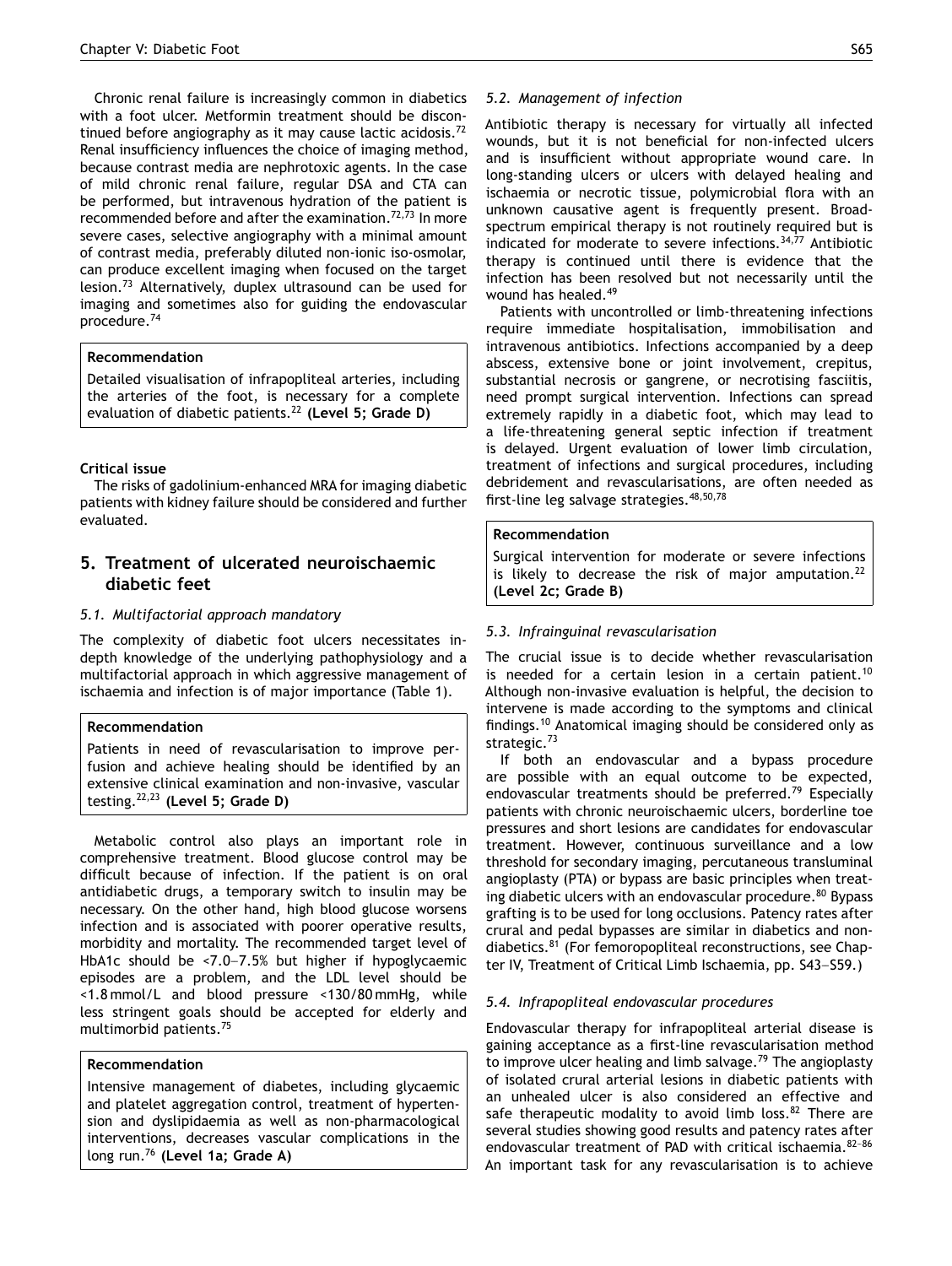Chronic renal failure is increasingly common in diabetics with a foot ulcer. Metformin treatment should be discontinued before angiography as it may cause lactic acidosis.[72] Renal insufficiency influences the choice of imaging method, because contrast media are nephrotoxic agents. In the case of mild chronic renal failure, regular DSA and CTA can be performed, but intravenous hydration of the patient is recommended before and after the examination.[72,73] In more severe cases, selective angiography with a minimal amount of contrast media, preferably diluted non-ionic iso-osmolar, can produce excellent imaging when focused on the target lesion.[73] Alternatively, duplex ultrasound can be used for imaging and sometimes also for guiding the endovascular procedure.[74]

> **Recommendation**
>
> Detailed visualisation of infrapopliteal arteries, including the arteries of the foot, is necessary for a complete evaluation of diabetic patients.[22] **(Level 5; Grade D)**

**Critical issue**

The risks of gadolinium-enhanced MRA for imaging diabetic patients with kidney failure should be considered and further evaluated.

## 5. Treatment of ulcerated neuroischaemic diabetic feet

### *5.1. Multifactorial approach mandatory*

The complexity of diabetic foot ulcers necessitates in-depth knowledge of the underlying pathophysiology and a multifactorial approach in which aggressive management of ischaemia and infection is of major importance (Table 1).

> **Recommendation**
>
> Patients in need of revascularisation to improve perfusion and achieve healing should be identified by an extensive clinical examination and non-invasive, vascular testing.[22,23] **(Level 5; Grade D)**

Metabolic control also plays an important role in comprehensive treatment. Blood glucose control may be difficult because of infection. If the patient is on oral antidiabetic drugs, a temporary switch to insulin may be necessary. On the other hand, high blood glucose worsens infection and is associated with poorer operative results, morbidity and mortality. The recommended target level of HbA1c should be <7.0–7.5% but higher if hypoglycaemic episodes are a problem, and the LDL level should be <1.8 mmol/L and blood pressure <130/80 mmHg, while less stringent goals should be accepted for elderly and multimorbid patients.[75]

> **Recommendation**
>
> Intensive management of diabetes, including glycaemic and platelet aggregation control, treatment of hypertension and dyslipidaemia as well as non-pharmacological interventions, decreases vascular complications in the long run.[76] **(Level 1a; Grade A)**

### *5.2. Management of infection*

Antibiotic therapy is necessary for virtually all infected wounds, but it is not beneficial for non-infected ulcers and is insufficient without appropriate wound care. In long-standing ulcers or ulcers with delayed healing and ischaemia or necrotic tissue, polymicrobial flora with an unknown causative agent is frequently present. Broad-spectrum empirical therapy is not routinely required but is indicated for moderate to severe infections.[34,77] Antibiotic therapy is continued until there is evidence that the infection has been resolved but not necessarily until the wound has healed.[49]

Patients with uncontrolled or limb-threatening infections require immediate hospitalisation, immobilisation and intravenous antibiotics. Infections accompanied by a deep abscess, extensive bone or joint involvement, crepitus, substantial necrosis or gangrene, or necrotising fasciitis, need prompt surgical intervention. Infections can spread extremely rapidly in a diabetic foot, which may lead to a life-threatening general septic infection if treatment is delayed. Urgent evaluation of lower limb circulation, treatment of infections and surgical procedures, including debridement and revascularisations, are often needed as first-line leg salvage strategies.[48,50,78]

> **Recommendation**
>
> Surgical intervention for moderate or severe infections is likely to decrease the risk of major amputation.[22] **(Level 2c; Grade B)**

### *5.3. Infrainguinal revascularisation*

The crucial issue is to decide whether revascularisation is needed for a certain lesion in a certain patient.[10] Although non-invasive evaluation is helpful, the decision to intervene is made according to the symptoms and clinical findings.[10] Anatomical imaging should be considered only as strategic.[73]

If both an endovascular and a bypass procedure are possible with an equal outcome to be expected, endovascular treatments should be preferred.[79] Especially patients with chronic neuroischaemic ulcers, borderline toe pressures and short lesions are candidates for endovascular treatment. However, continuous surveillance and a low threshold for secondary imaging, percutaneous transluminal angioplasty (PTA) or bypass are basic principles when treating diabetic ulcers with an endovascular procedure.[80] Bypass grafting is to be used for long occlusions. Patency rates after crural and pedal bypasses are similar in diabetics and non-diabetics.[81] (For femoropopliteal reconstructions, see Chapter IV, Treatment of Critical Limb Ischaemia, pp. S43–S59.)

### *5.4. Infrapopliteal endovascular procedures*

Endovascular therapy for infrapopliteal arterial disease is gaining acceptance as a first-line revascularisation method to improve ulcer healing and limb salvage.[79] The angioplasty of isolated crural arterial lesions in diabetic patients with an unhealed ulcer is also considered an effective and safe therapeutic modality to avoid limb loss.[82] There are several studies showing good results and patency rates after endovascular treatment of PAD with critical ischaemia.[82–86] An important task for any revascularisation is to achieve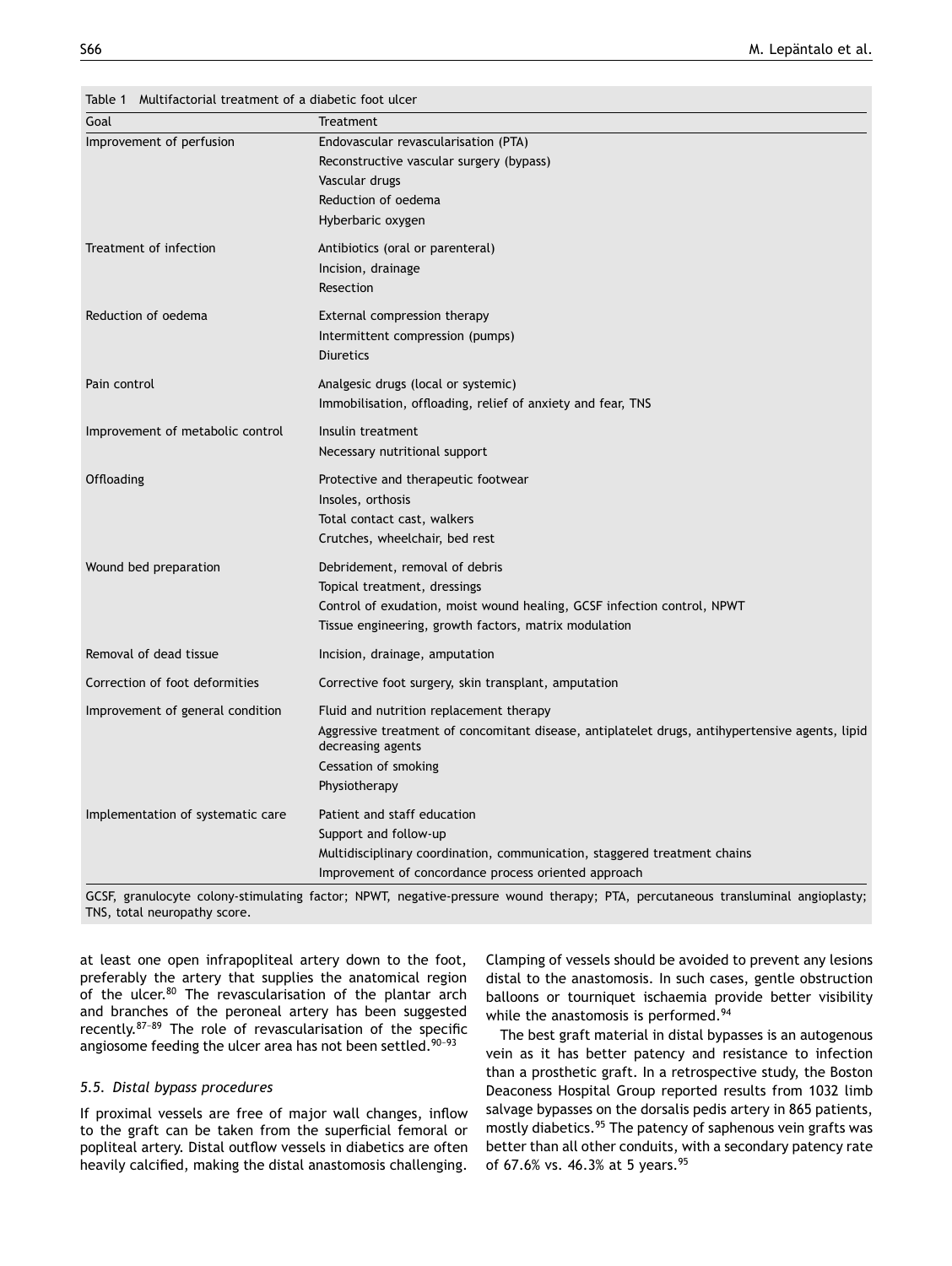Table 1 Multifactorial treatment of a diabetic foot ulcer

| Goal | Treatment |
|---|---|
| Improvement of perfusion | Endovascular revascularisation (PTA) |
| | Reconstructive vascular surgery (bypass) |
| | Vascular drugs |
| | Reduction of oedema |
| | Hyberbaric oxygen |
| Treatment of infection | Antibiotics (oral or parenteral) |
| | Incision, drainage |
| | Resection |
| Reduction of oedema | External compression therapy |
| | Intermittent compression (pumps) |
| | Diuretics |
| Pain control | Analgesic drugs (local or systemic) |
| | Immobilisation, offloading, relief of anxiety and fear, TNS |
| Improvement of metabolic control | Insulin treatment |
| | Necessary nutritional support |
| Offloading | Protective and therapeutic footwear |
| | Insoles, orthosis |
| | Total contact cast, walkers |
| | Crutches, wheelchair, bed rest |
| Wound bed preparation | Debridement, removal of debris |
| | Topical treatment, dressings |
| | Control of exudation, moist wound healing, GCSF infection control, NPWT |
| | Tissue engineering, growth factors, matrix modulation |
| Removal of dead tissue | Incision, drainage, amputation |
| Correction of foot deformities | Corrective foot surgery, skin transplant, amputation |
| Improvement of general condition | Fluid and nutrition replacement therapy |
| | Aggressive treatment of concomitant disease, antiplatelet drugs, antihypertensive agents, lipid decreasing agents |
| | Cessation of smoking |
| | Physiotherapy |
| Implementation of systematic care | Patient and staff education |
| | Support and follow-up |
| | Multidisciplinary coordination, communication, staggered treatment chains |
| | Improvement of concordance process oriented approach |

GCSF, granulocyte colony-stimulating factor; NPWT, negative-pressure wound therapy; PTA, percutaneous transluminal angioplasty; TNS, total neuropathy score.

at least one open infrapopliteal artery down to the foot, preferably the artery that supplies the anatomical region of the ulcer.[80] The revascularisation of the plantar arch and branches of the peroneal artery has been suggested recently.[87–89] The role of revascularisation of the specific angiosome feeding the ulcer area has not been settled.[90–93]

### 5.5. Distal bypass procedures

If proximal vessels are free of major wall changes, inflow to the graft can be taken from the superficial femoral or popliteal artery. Distal outflow vessels in diabetics are often heavily calcified, making the distal anastomosis challenging. Clamping of vessels should be avoided to prevent any lesions distal to the anastomosis. In such cases, gentle obstruction balloons or tourniquet ischaemia provide better visibility while the anastomosis is performed.[94]

The best graft material in distal bypasses is an autogenous vein as it has better patency and resistance to infection than a prosthetic graft. In a retrospective study, the Boston Deaconess Hospital Group reported results from 1032 limb salvage bypasses on the dorsalis pedis artery in 865 patients, mostly diabetics.[95] The patency of saphenous vein grafts was better than all other conduits, with a secondary patency rate of 67.6% vs. 46.3% at 5 years.[95]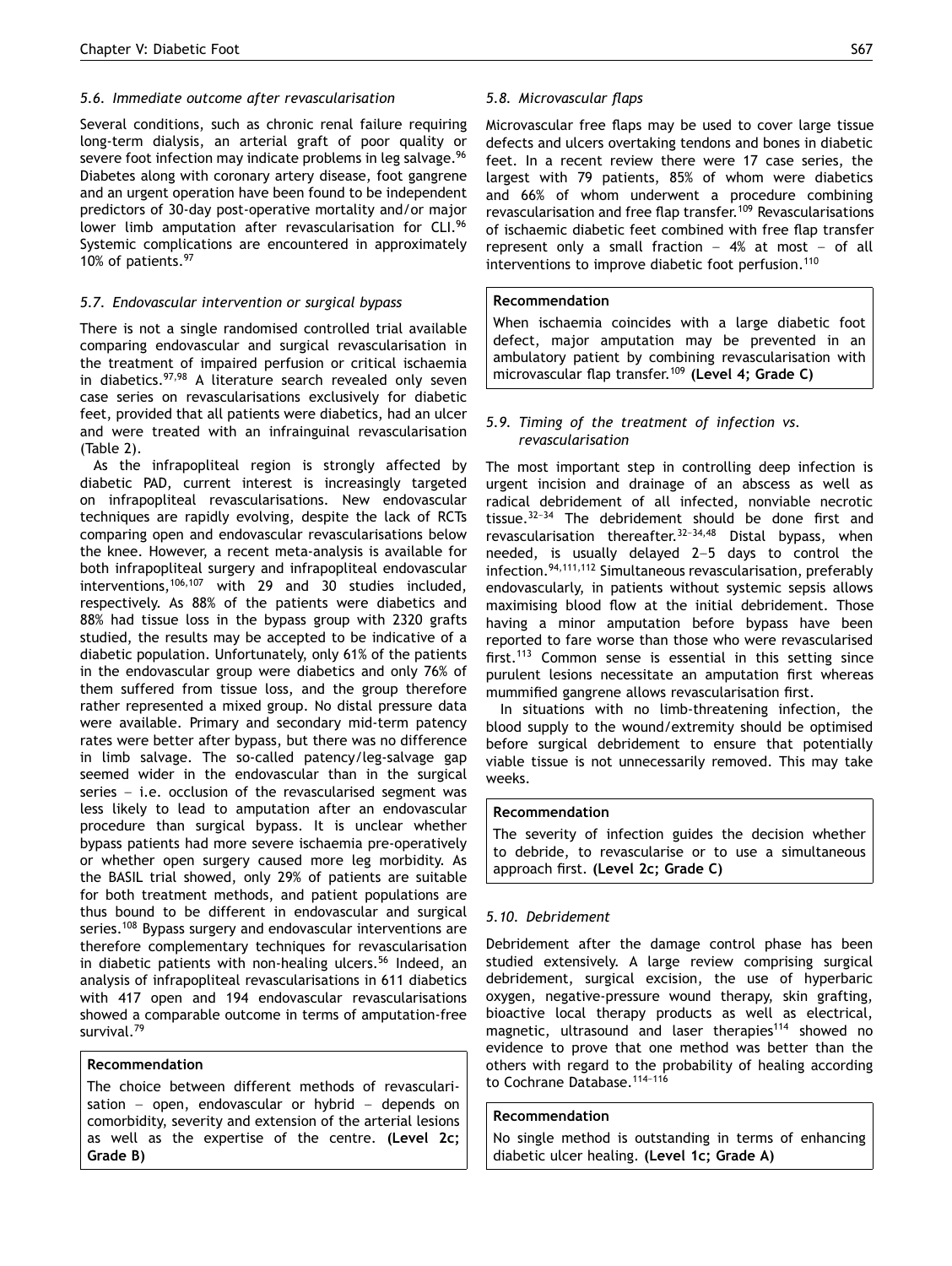### 5.6. Immediate outcome after revascularisation

Several conditions, such as chronic renal failure requiring long-term dialysis, an arterial graft of poor quality or severe foot infection may indicate problems in leg salvage.[96] Diabetes along with coronary artery disease, foot gangrene and an urgent operation have been found to be independent predictors of 30-day post-operative mortality and/or major lower limb amputation after revascularisation for CLI.[96] Systemic complications are encountered in approximately 10% of patients.[97]

### 5.7. Endovascular intervention or surgical bypass

There is not a single randomised controlled trial available comparing endovascular and surgical revascularisation in the treatment of impaired perfusion or critical ischaemia in diabetics.[97,98] A literature search revealed only seven case series on revascularisations exclusively for diabetic feet, provided that all patients were diabetics, had an ulcer and were treated with an infrainguinal revascularisation (Table 2).

As the infrapopliteal region is strongly affected by diabetic PAD, current interest is increasingly targeted on infrapopliteal revascularisations. New endovascular techniques are rapidly evolving, despite the lack of RCTs comparing open and endovascular revascularisations below the knee. However, a recent meta-analysis is available for both infrapopliteal surgery and infrapopliteal endovascular interventions,[106,107] with 29 and 30 studies included, respectively. As 88% of the patients were diabetics and 88% had tissue loss in the bypass group with 2320 grafts studied, the results may be accepted to be indicative of a diabetic population. Unfortunately, only 61% of the patients in the endovascular group were diabetics and only 76% of them suffered from tissue loss, and the group therefore rather represented a mixed group. No distal pressure data were available. Primary and secondary mid-term patency rates were better after bypass, but there was no difference in limb salvage. The so-called patency/leg-salvage gap seemed wider in the endovascular than in the surgical series – i.e. occlusion of the revascularised segment was less likely to lead to amputation after an endovascular procedure than surgical bypass. It is unclear whether bypass patients had more severe ischaemia pre-operatively or whether open surgery caused more leg morbidity. As the BASIL trial showed, only 29% of patients are suitable for both treatment methods, and patient populations are thus bound to be different in endovascular and surgical series.[108] Bypass surgery and endovascular interventions are therefore complementary techniques for revascularisation in diabetic patients with non-healing ulcers.[56] Indeed, an analysis of infrapopliteal revascularisations in 611 diabetics with 417 open and 194 endovascular revascularisations showed a comparable outcome in terms of amputation-free survival.[79]

**Recommendation**

The choice between different methods of revascularisation – open, endovascular or hybrid – depends on comorbidity, severity and extension of the arterial lesions as well as the expertise of the centre. **(Level 2c; Grade B)**

### 5.8. Microvascular flaps

Microvascular free flaps may be used to cover large tissue defects and ulcers overtaking tendons and bones in diabetic feet. In a recent review there were 17 case series, the largest with 79 patients, 85% of whom were diabetics and 66% of whom underwent a procedure combining revascularisation and free flap transfer.[109] Revascularisations of ischaemic diabetic feet combined with free flap transfer represent only a small fraction – 4% at most – of all interventions to improve diabetic foot perfusion.[110]

**Recommendation**

When ischaemia coincides with a large diabetic foot defect, major amputation may be prevented in an ambulatory patient by combining revascularisation with microvascular flap transfer.[109] **(Level 4; Grade C)**

### 5.9. Timing of the treatment of infection vs. revascularisation

The most important step in controlling deep infection is urgent incision and drainage of an abscess as well as radical debridement of all infected, nonviable necrotic tissue.[32–34] The debridement should be done first and revascularisation thereafter.[32–34,48] Distal bypass, when needed, is usually delayed 2–5 days to control the infection.[94,111,112] Simultaneous revascularisation, preferably endovascularly, in patients without systemic sepsis allows maximising blood flow at the initial debridement. Those having a minor amputation before bypass have been reported to fare worse than those who were revascularised first.[113] Common sense is essential in this setting since purulent lesions necessitate an amputation first whereas mummified gangrene allows revascularisation first.

In situations with no limb-threatening infection, the blood supply to the wound/extremity should be optimised before surgical debridement to ensure that potentially viable tissue is not unnecessarily removed. This may take weeks.

**Recommendation**

The severity of infection guides the decision whether to debride, to revascularise or to use a simultaneous approach first. **(Level 2c; Grade C)**

### 5.10. Debridement

Debridement after the damage control phase has been studied extensively. A large review comprising surgical debridement, surgical excision, the use of hyperbaric oxygen, negative-pressure wound therapy, skin grafting, bioactive local therapy products as well as electrical, magnetic, ultrasound and laser therapies[114] showed no evidence to prove that one method was better than the others with regard to the probability of healing according to Cochrane Database.[114–116]

**Recommendation**

No single method is outstanding in terms of enhancing diabetic ulcer healing. **(Level 1c; Grade A)**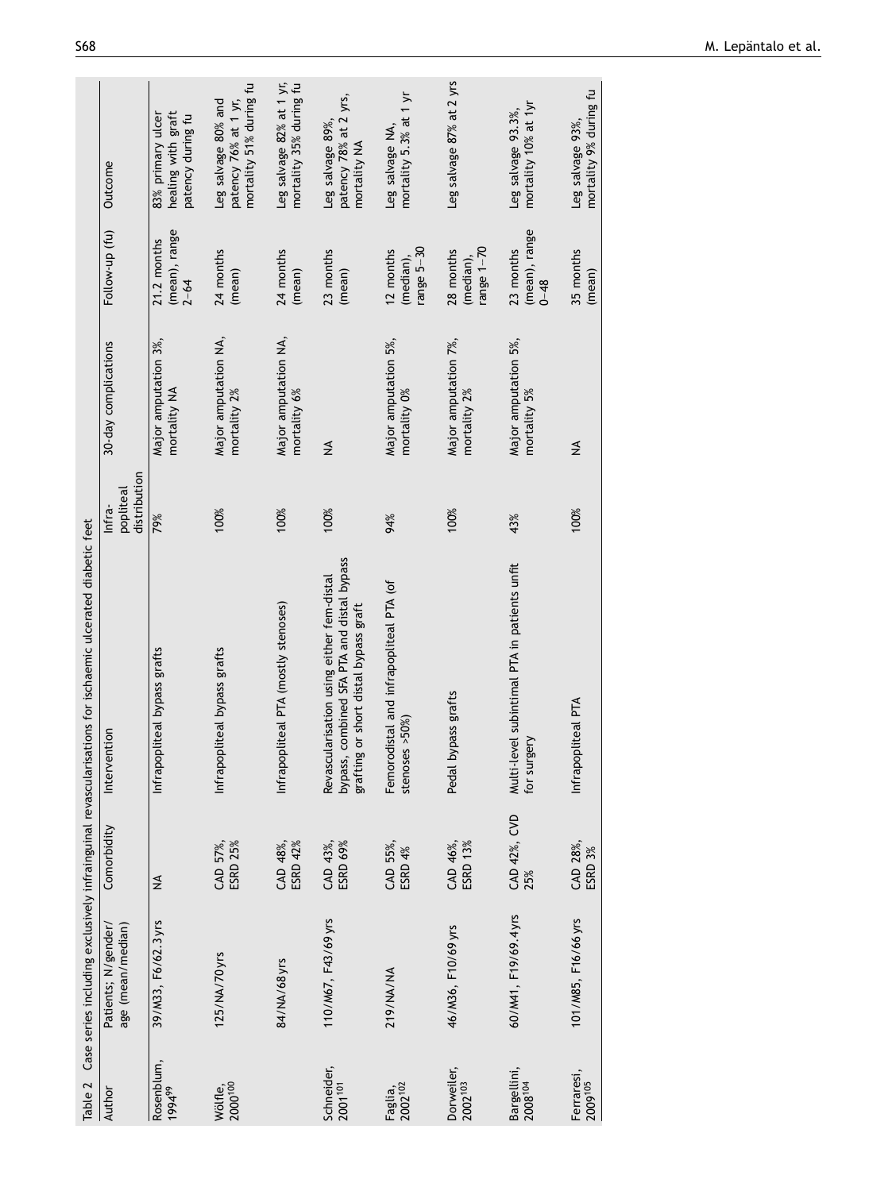Table 2 Case series including exclusively infrainguinal revascularisations for ischaemic ulcerated diabetic feet

| Author | Patients; N/gender/ age (mean/median) | Comorbidity | Intervention | Infra-popliteal distribution | 30-day complications | Follow-up (fu) | Outcome |
|---|---|---|---|---|---|---|---|
| Rosenblum, 1994[99] | 39/M33, F6/62.3 yrs | NA | Infrapopliteal bypass grafts | 79% | Major amputation 3%, mortality NA | 21.2 months (mean), range 2–64 | 83% primary ulcer healing with graft patency during fu |
| Wölfle, 2000[100] | 125/NA/70 yrs | CAD 57%, ESRD 25% | Infrapopliteal bypass grafts | 100% | Major amputation NA, mortality 2% | 24 months (mean) | Leg salvage 80% and patency 76% at 1 yr, mortality 51% during fu |
| | 84/NA/68 yrs | CAD 48%, ESRD 42% | Infrapopliteal PTA (mostly stenoses) | 100% | Major amputation NA, mortality 6% | 24 months (mean) | Leg salvage 82% at 1 yr, mortality 35% during fu |
| Schneider, 2001[101] | 110/M67, F43/69 yrs | CAD 43%, ESRD 69% | Revascularisation using either fem-distal bypass, combined SFA PTA and distal bypass grafting or short distal bypass graft | 100% | NA | 23 months (mean) | Leg salvage 89%, patency 78% at 2 yrs, mortality NA |
| Faglia, 2002[102] | 219/NA/NA | CAD 55%, ESRD 4% | Femorodistal and infrapopliteal PTA (of stenoses >50%) | 94% | Major amputation 5%, mortality 0% | 12 months (median), range 5–30 | Leg salvage NA, mortality 5.3% at 1 yr |
| Dorweiler, 2002[103] | 46/M36, F10/69 yrs | CAD 46%, ESRD 13% | Pedal bypass grafts | 100% | Major amputation 7%, mortality 2% | 28 months (median), range 1–70 | Leg salvage 87% at 2 yrs |
| Bargellini, 2008[104] | 60/M41, F19/69.4 yrs | CAD 42%, CVD 25% | Multi-level subintimal PTA in patients unfit for surgery | 43% | Major amputation 5%, mortality 5% | 23 months (mean), range 0–48 | Leg salvage 93.3%, mortality 10% at 1yr |
| Ferraresi, 2009[105] | 101/M85, F16/66 yrs | CAD 28%, ESRD 3% | Infrapopliteal PTA | 100% | NA | 35 months (mean) | Leg salvage 93%, mortality 9% during fu |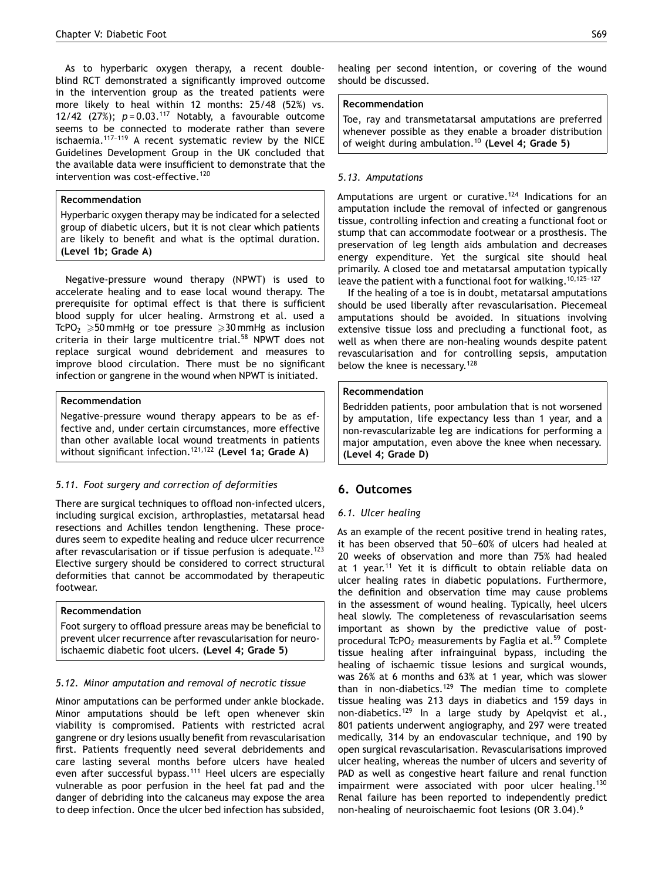As to hyperbaric oxygen therapy, a recent double-blind RCT demonstrated a significantly improved outcome in the intervention group as the treated patients were more likely to heal within 12 months: 25/48 (52%) vs. 12/42 (27%); $p = 0.03$.[117] Notably, a favourable outcome seems to be connected to moderate rather than severe ischaemia.[117–119] A recent systematic review by the NICE Guidelines Development Group in the UK concluded that the available data were insufficient to demonstrate that the intervention was cost-effective.[120]

> **Recommendation**
>
> Hyperbaric oxygen therapy may be indicated for a selected group of diabetic ulcers, but it is not clear which patients are likely to benefit and what is the optimal duration. **(Level 1b; Grade A)**

Negative-pressure wound therapy (NPWT) is used to accelerate healing and to ease local wound therapy. The prerequisite for optimal effect is that there is sufficient blood supply for ulcer healing. Armstrong et al. used a $TcPO_2 \geqslant 50$ mmHg or toe pressure $\geqslant 30$ mmHg as inclusion criteria in their large multicentre trial.[58] NPWT does not replace surgical wound debridement and measures to improve blood circulation. There must be no significant infection or gangrene in the wound when NPWT is initiated.

> **Recommendation**
>
> Negative-pressure wound therapy appears to be as effective and, under certain circumstances, more effective than other available local wound treatments in patients without significant infection.[121,122] **(Level 1a; Grade A)**

### *5.11. Foot surgery and correction of deformities*

There are surgical techniques to offload non-infected ulcers, including surgical excision, arthroplasties, metatarsal head resections and Achilles tendon lengthening. These procedures seem to expedite healing and reduce ulcer recurrence after revascularisation or if tissue perfusion is adequate.[123] Elective surgery should be considered to correct structural deformities that cannot be accommodated by therapeutic footwear.

> **Recommendation**
>
> Foot surgery to offload pressure areas may be beneficial to prevent ulcer recurrence after revascularisation for neuro-ischaemic diabetic foot ulcers. **(Level 4; Grade 5)**

### *5.12. Minor amputation and removal of necrotic tissue*

Minor amputations can be performed under ankle blockade. Minor amputations should be left open whenever skin viability is compromised. Patients with restricted acral gangrene or dry lesions usually benefit from revascularisation first. Patients frequently need several debridements and care lasting several months before ulcers have healed even after successful bypass.[111] Heel ulcers are especially vulnerable as poor perfusion in the heel fat pad and the danger of debriding into the calcaneus may expose the area to deep infection. Once the ulcer bed infection has subsided, healing per second intention, or covering of the wound should be discussed.

> **Recommendation**
>
> Toe, ray and transmetatarsal amputations are preferred whenever possible as they enable a broader distribution of weight during ambulation.[10] **(Level 4; Grade 5)**

### *5.13. Amputations*

Amputations are urgent or curative.[124] Indications for an amputation include the removal of infected or gangrenous tissue, controlling infection and creating a functional foot or stump that can accommodate footwear or a prosthesis. The preservation of leg length aids ambulation and decreases energy expenditure. Yet the surgical site should heal primarily. A closed toe and metatarsal amputation typically leave the patient with a functional foot for walking.[10,125–127]

If the healing of a toe is in doubt, metatarsal amputations should be used liberally after revascularisation. Piecemeal amputations should be avoided. In situations involving extensive tissue loss and precluding a functional foot, as well as when there are non-healing wounds despite patent revascularisation and for controlling sepsis, amputation below the knee is necessary.[128]

> **Recommendation**
>
> Bedridden patients, poor ambulation that is not worsened by amputation, life expectancy less than 1 year, and a non-revascularizable leg are indications for performing a major amputation, even above the knee when necessary. **(Level 4; Grade D)**

## 6. Outcomes

### *6.1. Ulcer healing*

As an example of the recent positive trend in healing rates, it has been observed that 50–60% of ulcers had healed at 20 weeks of observation and more than 75% had healed at 1 year.[11] Yet it is difficult to obtain reliable data on ulcer healing rates in diabetic populations. Furthermore, the definition and observation time may cause problems in the assessment of wound healing. Typically, heel ulcers heal slowly. The completeness of revascularisation seems important as shown by the predictive value of post-procedural $TcPO_2$ measurements by Faglia et al.[59] Complete tissue healing after infrainguinal bypass, including the healing of ischaemic tissue lesions and surgical wounds, was 26% at 6 months and 63% at 1 year, which was slower than in non-diabetics.[129] The median time to complete tissue healing was 213 days in diabetics and 159 days in non-diabetics.[129] In a large study by Apelqvist et al., 801 patients underwent angiography, and 297 were treated medically, 314 by an endovascular technique, and 190 by open surgical revascularisation. Revascularisations improved ulcer healing, whereas the number of ulcers and severity of PAD as well as congestive heart failure and renal function impairment were associated with poor ulcer healing.[130] Renal failure has been reported to independently predict non-healing of neuroischaemic foot lesions (OR 3.04).[6]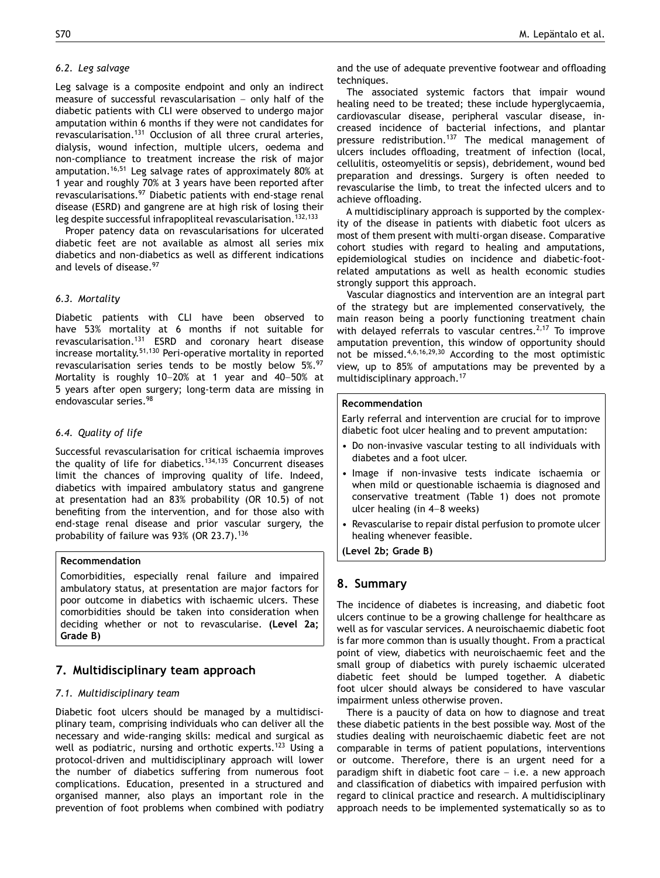### 6.2. Leg salvage

Leg salvage is a composite endpoint and only an indirect measure of successful revascularisation – only half of the diabetic patients with CLI were observed to undergo major amputation within 6 months if they were not candidates for revascularisation.[131] Occlusion of all three crural arteries, dialysis, wound infection, multiple ulcers, oedema and non-compliance to treatment increase the risk of major amputation.[16,51] Leg salvage rates of approximately 80% at 1 year and roughly 70% at 3 years have been reported after revascularisations.[97] Diabetic patients with end-stage renal disease (ESRD) and gangrene are at high risk of losing their leg despite successful infrapopliteal revascularisation.[132,133]

Proper patency data on revascularisations for ulcerated diabetic feet are not available as almost all series mix diabetics and non-diabetics as well as different indications and levels of disease.[97]

### 6.3. Mortality

Diabetic patients with CLI have been observed to have 53% mortality at 6 months if not suitable for revascularisation.[131] ESRD and coronary heart disease increase mortality.[51,130] Peri-operative mortality in reported revascularisation series tends to be mostly below 5%.[97] Mortality is roughly 10–20% at 1 year and 40–50% at 5 years after open surgery; long-term data are missing in endovascular series.[98]

### 6.4. Quality of life

Successful revascularisation for critical ischaemia improves the quality of life for diabetics.[134,135] Concurrent diseases limit the chances of improving quality of life. Indeed, diabetics with impaired ambulatory status and gangrene at presentation had an 83% probability (OR 10.5) of not benefiting from the intervention, and for those also with end-stage renal disease and prior vascular surgery, the probability of failure was 93% (OR 23.7).[136]

**Recommendation**

Comorbidities, especially renal failure and impaired ambulatory status, at presentation are major factors for poor outcome in diabetics with ischaemic ulcers. These comorbidities should be taken into consideration when deciding whether or not to revascularise. **(Level 2a; Grade B)**

## 7. Multidisciplinary team approach

### 7.1. Multidisciplinary team

Diabetic foot ulcers should be managed by a multidisciplinary team, comprising individuals who can deliver all the necessary and wide-ranging skills: medical and surgical as well as podiatric, nursing and orthotic experts.[123] Using a protocol-driven and multidisciplinary approach will lower the number of diabetics suffering from numerous foot complications. Education, presented in a structured and organised manner, also plays an important role in the prevention of foot problems when combined with podiatry and the use of adequate preventive footwear and offloading techniques.

The associated systemic factors that impair wound healing need to be treated; these include hyperglycaemia, cardiovascular disease, peripheral vascular disease, increased incidence of bacterial infections, and plantar pressure redistribution.[137] The medical management of ulcers includes offloading, treatment of infection (local, cellulitis, osteomyelitis or sepsis), debridement, wound bed preparation and dressings. Surgery is often needed to revascularise the limb, to treat the infected ulcers and to achieve offloading.

A multidisciplinary approach is supported by the complexity of the disease in patients with diabetic foot ulcers as most of them present with multi-organ disease. Comparative cohort studies with regard to healing and amputations, epidemiological studies on incidence and diabetic-foot-related amputations as well as health economic studies strongly support this approach.

Vascular diagnostics and intervention are an integral part of the strategy but are implemented conservatively, the main reason being a poorly functioning treatment chain with delayed referrals to vascular centres.[2,17] To improve amputation prevention, this window of opportunity should not be missed.[4,6,16,29,30] According to the most optimistic view, up to 85% of amputations may be prevented by a multidisciplinary approach.[17]

**Recommendation**

Early referral and intervention are crucial for to improve diabetic foot ulcer healing and to prevent amputation:

- Do non-invasive vascular testing to all individuals with diabetes and a foot ulcer.
- Image if non-invasive tests indicate ischaemia or when mild or questionable ischaemia is diagnosed and conservative treatment (Table 1) does not promote ulcer healing (in 4–8 weeks)
- Revascularise to repair distal perfusion to promote ulcer healing whenever feasible.

**(Level 2b; Grade B)**

## 8. Summary

The incidence of diabetes is increasing, and diabetic foot ulcers continue to be a growing challenge for healthcare as well as for vascular services. A neuroischaemic diabetic foot is far more common than is usually thought. From a practical point of view, diabetics with neuroischaemic feet and the small group of diabetics with purely ischaemic ulcerated diabetic feet should be lumped together. A diabetic foot ulcer should always be considered to have vascular impairment unless otherwise proven.

There is a paucity of data on how to diagnose and treat these diabetic patients in the best possible way. Most of the studies dealing with neuroischaemic diabetic feet are not comparable in terms of patient populations, interventions or outcome. Therefore, there is an urgent need for a paradigm shift in diabetic foot care – i.e. a new approach and classification of diabetics with impaired perfusion with regard to clinical practice and research. A multidisciplinary approach needs to be implemented systematically so as to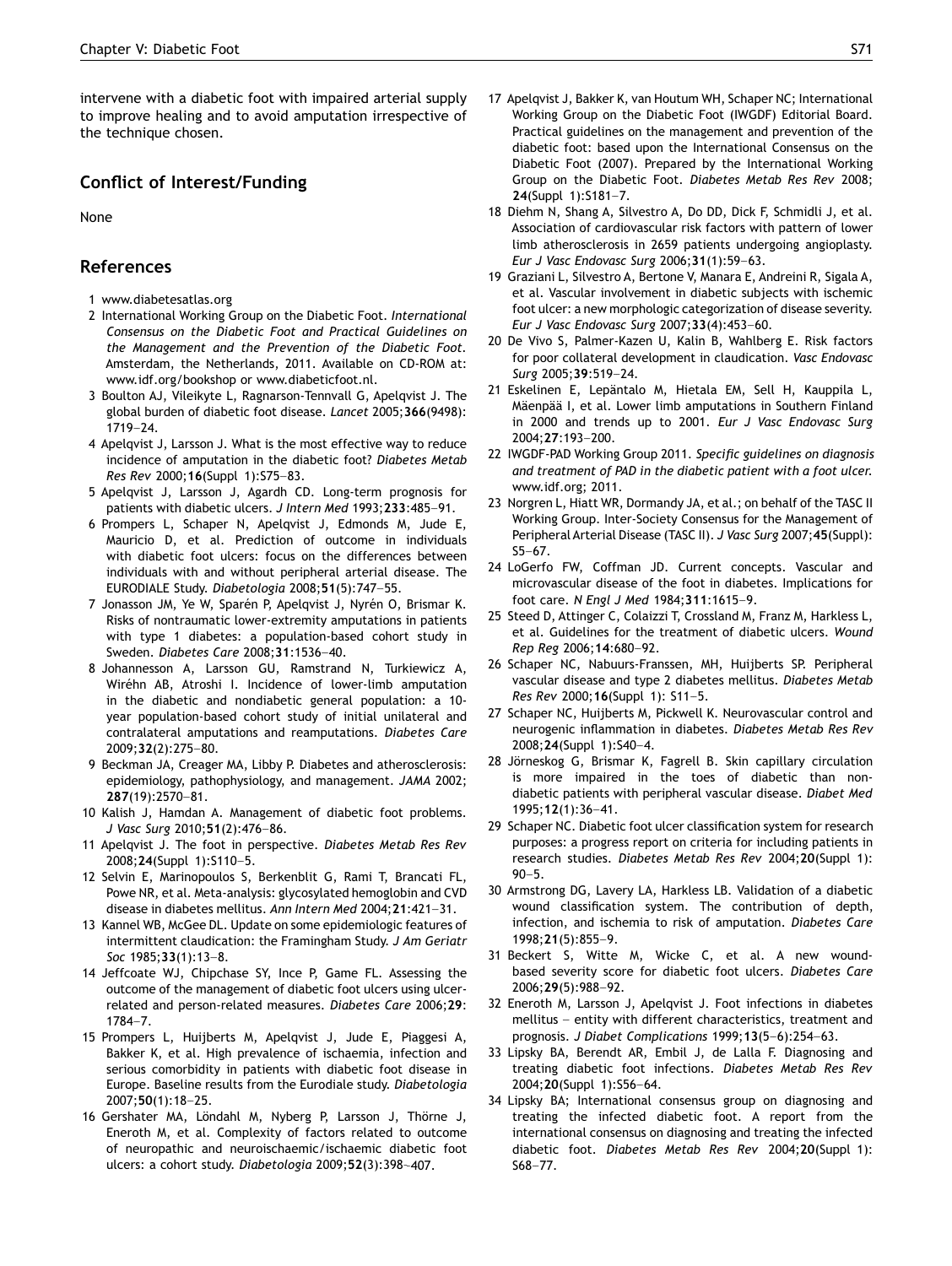intervene with a diabetic foot with impaired arterial supply to improve healing and to avoid amputation irrespective of the technique chosen.

## Conflict of Interest/Funding

None

## References

1 www.diabetesatlas.org

2 International Working Group on the Diabetic Foot. *International Consensus on the Diabetic Foot and Practical Guidelines on the Management and the Prevention of the Diabetic Foot.* Amsterdam, the Netherlands, 2011. Available on CD-ROM at: www.idf.org/bookshop or www.diabeticfoot.nl.

3 Boulton AJ, Vileikyte L, Ragnarson-Tennvall G, Apelqvist J. The global burden of diabetic foot disease. *Lancet* 2005;**366**(9498): 1719–24.

4 Apelqvist J, Larsson J. What is the most effective way to reduce incidence of amputation in the diabetic foot? *Diabetes Metab Res Rev* 2000;**16**(Suppl 1):S75–83.

5 Apelqvist J, Larsson J, Agardh CD. Long-term prognosis for patients with diabetic ulcers. *J Intern Med* 1993;**233**:485–91.

6 Prompers L, Schaper N, Apelqvist J, Edmonds M, Jude E, Mauricio D, et al. Prediction of outcome in individuals with diabetic foot ulcers: focus on the differences between individuals with and without peripheral arterial disease. The EURODIALE Study. *Diabetologia* 2008;**51**(5):747–55.

7 Jonasson JM, Ye W, Sparén P, Apelqvist J, Nyrén O, Brismar K. Risks of nontraumatic lower-extremity amputations in patients with type 1 diabetes: a population-based cohort study in Sweden. *Diabetes Care* 2008;**31**:1536–40.

8 Johannesson A, Larsson GU, Ramstrand N, Turkiewicz A, Wiréhn AB, Atroshi I. Incidence of lower-limb amputation in the diabetic and nondiabetic general population: a 10-year population-based cohort study of initial unilateral and contralateral amputations and reamputations. *Diabetes Care* 2009;**32**(2):275–80.

9 Beckman JA, Creager MA, Libby P. Diabetes and atherosclerosis: epidemiology, pathophysiology, and management. *JAMA* 2002; **287**(19):2570–81.

10 Kalish J, Hamdan A. Management of diabetic foot problems. *J Vasc Surg* 2010;**51**(2):476–86.

11 Apelqvist J. The foot in perspective. *Diabetes Metab Res Rev* 2008;**24**(Suppl 1):S110–5.

12 Selvin E, Marinopoulos S, Berkenblit G, Rami T, Brancati FL, Powe NR, et al. Meta-analysis: glycosylated hemoglobin and CVD disease in diabetes mellitus. *Ann Intern Med* 2004;**21**:421–31.

13 Kannel WB, McGee DL. Update on some epidemiologic features of intermittent claudication: the Framingham Study. *J Am Geriatr Soc* 1985;**33**(1):13–8.

14 Jeffcoate WJ, Chipchase SY, Ince P, Game FL. Assessing the outcome of the management of diabetic foot ulcers using ulcer-related and person-related measures. *Diabetes Care* 2006;**29**: 1784–7.

15 Prompers L, Huijberts M, Apelqvist J, Jude E, Piaggesi A, Bakker K, et al. High prevalence of ischaemia, infection and serious comorbidity in patients with diabetic foot disease in Europe. Baseline results from the Eurodiale study. *Diabetologia* 2007;**50**(1):18–25.

16 Gershater MA, Löndahl M, Nyberg P, Larsson J, Thörne J, Eneroth M, et al. Complexity of factors related to outcome of neuropathic and neuroischaemic/ischaemic diabetic foot ulcers: a cohort study. *Diabetologia* 2009;**52**(3):398–407.

17 Apelqvist J, Bakker K, van Houtum WH, Schaper NC; International Working Group on the Diabetic Foot (IWGDF) Editorial Board. Practical guidelines on the management and prevention of the diabetic foot: based upon the International Consensus on the Diabetic Foot (2007). Prepared by the International Working Group on the Diabetic Foot. *Diabetes Metab Res Rev* 2008; **24**(Suppl 1):S181–7.

18 Diehm N, Shang A, Silvestro A, Do DD, Dick F, Schmidli J, et al. Association of cardiovascular risk factors with pattern of lower limb atherosclerosis in 2659 patients undergoing angioplasty. *Eur J Vasc Endovasc Surg* 2006;**31**(1):59–63.

19 Graziani L, Silvestro A, Bertone V, Manara E, Andreini R, Sigala A, et al. Vascular involvement in diabetic subjects with ischemic foot ulcer: a new morphologic categorization of disease severity. *Eur J Vasc Endovasc Surg* 2007;**33**(4):453–60.

20 De Vivo S, Palmer-Kazen U, Kalin B, Wahlberg E. Risk factors for poor collateral development in claudication. *Vasc Endovasc Surg* 2005;**39**:519–24.

21 Eskelinen E, Lepäntalo M, Hietala EM, Sell H, Kauppila L, Mäenpää I, et al. Lower limb amputations in Southern Finland in 2000 and trends up to 2001. *Eur J Vasc Endovasc Surg* 2004;**27**:193–200.

22 IWGDF-PAD Working Group 2011. *Specific guidelines on diagnosis and treatment of PAD in the diabetic patient with a foot ulcer.* www.idf.org; 2011.

23 Norgren L, Hiatt WR, Dormandy JA, et al.; on behalf of the TASC II Working Group. Inter-Society Consensus for the Management of Peripheral Arterial Disease (TASC II). *J Vasc Surg* 2007;**45**(Suppl): S5–67.

24 LoGerfo FW, Coffman JD. Current concepts. Vascular and microvascular disease of the foot in diabetes. Implications for foot care. *N Engl J Med* 1984;**311**:1615–9.

25 Steed D, Attinger C, Colaizzi T, Crossland M, Franz M, Harkless L, et al. Guidelines for the treatment of diabetic ulcers. *Wound Rep Reg* 2006;**14**:680–92.

26 Schaper NC, Nabuurs-Franssen, MH, Huijberts SP. Peripheral vascular disease and type 2 diabetes mellitus. *Diabetes Metab Res Rev* 2000;**16**(Suppl 1): S11–5.

27 Schaper NC, Huijberts M, Pickwell K. Neurovascular control and neurogenic inflammation in diabetes. *Diabetes Metab Res Rev* 2008;**24**(Suppl 1):S40–4.

28 Jörneskog G, Brismar K, Fagrell B. Skin capillary circulation is more impaired in the toes of diabetic than non-diabetic patients with peripheral vascular disease. *Diabet Med* 1995;**12**(1):36–41.

29 Schaper NC. Diabetic foot ulcer classification system for research purposes: a progress report on criteria for including patients in research studies. *Diabetes Metab Res Rev* 2004;**20**(Suppl 1): 90–5.

30 Armstrong DG, Lavery LA, Harkless LB. Validation of a diabetic wound classification system. The contribution of depth, infection, and ischemia to risk of amputation. *Diabetes Care* 1998;**21**(5):855–9.

31 Beckert S, Witte M, Wicke C, et al. A new wound-based severity score for diabetic foot ulcers. *Diabetes Care* 2006;**29**(5):988–92.

32 Eneroth M, Larsson J, Apelqvist J. Foot infections in diabetes mellitus – entity with different characteristics, treatment and prognosis. *J Diabet Complications* 1999;**13**(5–6):254–63.

33 Lipsky BA, Berendt AR, Embil J, de Lalla F. Diagnosing and treating diabetic foot infections. *Diabetes Metab Res Rev* 2004;**20**(Suppl 1):S56–64.

34 Lipsky BA; International consensus group on diagnosing and treating the infected diabetic foot. A report from the international consensus on diagnosing and treating the infected diabetic foot. *Diabetes Metab Res Rev* 2004;**20**(Suppl 1): S68–77.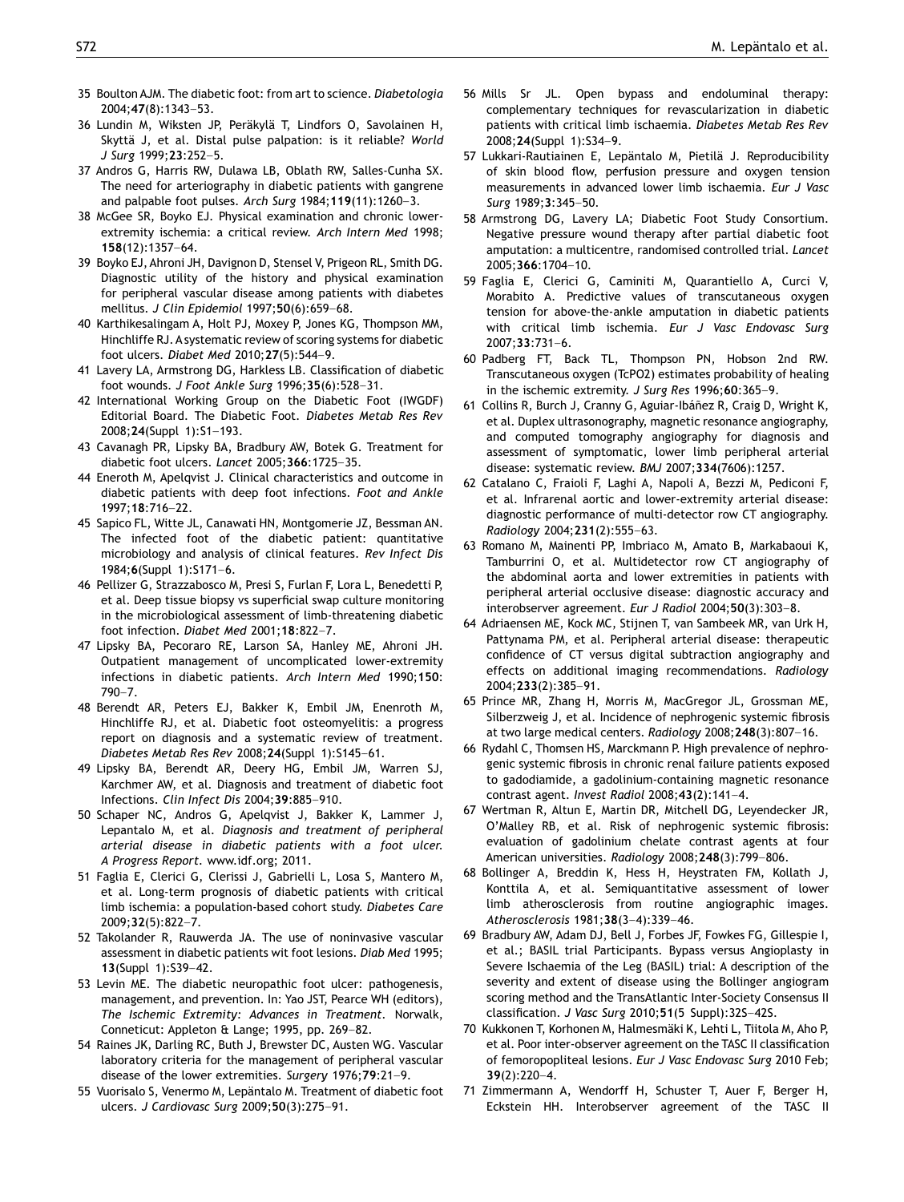35 Boulton AJM. The diabetic foot: from art to science. *Diabetologia* 2004;**47**(8):1343–53.

36 Lundin M, Wiksten JP, Peräkylä T, Lindfors O, Savolainen H, Skyttä J, et al. Distal pulse palpation: is it reliable? *World J Surg* 1999;**23**:252–5.

37 Andros G, Harris RW, Dulawa LB, Oblath RW, Salles-Cunha SX. The need for arteriography in diabetic patients with gangrene and palpable foot pulses. *Arch Surg* 1984;**119**(11):1260–3.

38 McGee SR, Boyko EJ. Physical examination and chronic lower-extremity ischemia: a critical review. *Arch Intern Med* 1998; **158**(12):1357–64.

39 Boyko EJ, Ahroni JH, Davignon D, Stensel V, Prigeon RL, Smith DG. Diagnostic utility of the history and physical examination for peripheral vascular disease among patients with diabetes mellitus. *J Clin Epidemiol* 1997;**50**(6):659–68.

40 Karthikesalingam A, Holt PJ, Moxey P, Jones KG, Thompson MM, Hinchliffe RJ. A systematic review of scoring systems for diabetic foot ulcers. *Diabet Med* 2010;**27**(5):544–9.

41 Lavery LA, Armstrong DG, Harkless LB. Classification of diabetic foot wounds. *J Foot Ankle Surg* 1996;**35**(6):528–31.

42 International Working Group on the Diabetic Foot (IWGDF) Editorial Board. The Diabetic Foot. *Diabetes Metab Res Rev* 2008;**24**(Suppl 1):S1–193.

43 Cavanagh PR, Lipsky BA, Bradbury AW, Botek G. Treatment for diabetic foot ulcers. *Lancet* 2005;**366**:1725–35.

44 Eneroth M, Apelqvist J. Clinical characteristics and outcome in diabetic patients with deep foot infections. *Foot and Ankle* 1997;**18**:716–22.

45 Sapico FL, Witte JL, Canawati HN, Montgomerie JZ, Bessman AN. The infected foot of the diabetic patient: quantitative microbiology and analysis of clinical features. *Rev Infect Dis* 1984;**6**(Suppl 1):S171–6.

46 Pellizer G, Strazzabosco M, Presi S, Furlan F, Lora L, Benedetti P, et al. Deep tissue biopsy vs superficial swap culture monitoring in the microbiological assessment of limb-threatening diabetic foot infection. *Diabet Med* 2001;**18**:822–7.

47 Lipsky BA, Pecoraro RE, Larson SA, Hanley ME, Ahroni JH. Outpatient management of uncomplicated lower-extremity infections in diabetic patients. *Arch Intern Med* 1990;**150**: 790–7.

48 Berendt AR, Peters EJ, Bakker K, Embil JM, Enenroth M, Hinchliffe RJ, et al. Diabetic foot osteomyelitis: a progress report on diagnosis and a systematic review of treatment. *Diabetes Metab Res Rev* 2008;**24**(Suppl 1):S145–61.

49 Lipsky BA, Berendt AR, Deery HG, Embil JM, Warren SJ, Karchmer AW, et al. Diagnosis and treatment of diabetic foot Infections. *Clin Infect Dis* 2004;**39**:885–910.

50 Schaper NC, Andros G, Apelqvist J, Bakker K, Lammer J, Lepantalo M, et al. *Diagnosis and treatment of peripheral arterial disease in diabetic patients with a foot ulcer. A Progress Report.* www.idf.org; 2011.

51 Faglia E, Clerici G, Clerissi J, Gabrielli L, Losa S, Mantero M, et al. Long-term prognosis of diabetic patients with critical limb ischemia: a population-based cohort study. *Diabetes Care* 2009;**32**(5):822–7.

52 Takolander R, Rauwerda JA. The use of noninvasive vascular assessment in diabetic patients wit foot lesions. *Diab Med* 1995; **13**(Suppl 1):S39–42.

53 Levin ME. The diabetic neuropathic foot ulcer: pathogenesis, management, and prevention. In: Yao JST, Pearce WH (editors), *The Ischemic Extremity: Advances in Treatment.* Norwalk, Conneticut: Appleton & Lange; 1995, pp. 269–82.

54 Raines JK, Darling RC, Buth J, Brewster DC, Austen WG. Vascular laboratory criteria for the management of peripheral vascular disease of the lower extremities. *Surgery* 1976;**79**:21–9.

55 Vuorisalo S, Venermo M, Lepäntalo M. Treatment of diabetic foot ulcers. *J Cardiovasc Surg* 2009;**50**(3):275–91.

56 Mills Sr JL. Open bypass and endoluminal therapy: complementary techniques for revascularization in diabetic patients with critical limb ischaemia. *Diabetes Metab Res Rev* 2008;**24**(Suppl 1):S34–9.

57 Lukkari-Rautiainen E, Lepäntalo M, Pietilä J. Reproducibility of skin blood flow, perfusion pressure and oxygen tension measurements in advanced lower limb ischaemia. *Eur J Vasc Surg* 1989;**3**:345–50.

58 Armstrong DG, Lavery LA; Diabetic Foot Study Consortium. Negative pressure wound therapy after partial diabetic foot amputation: a multicentre, randomised controlled trial. *Lancet* 2005;**366**:1704–10.

59 Faglia E, Clerici G, Caminiti M, Quarantiello A, Curci V, Morabito A. Predictive values of transcutaneous oxygen tension for above-the-ankle amputation in diabetic patients with critical limb ischemia. *Eur J Vasc Endovasc Surg* 2007;**33**:731–6.

60 Padberg FT, Back TL, Thompson PN, Hobson 2nd RW. Transcutaneous oxygen (TcPO2) estimates probability of healing in the ischemic extremity. *J Surg Res* 1996;**60**:365–9.

61 Collins R, Burch J, Cranny G, Aguiar-Ibáñez R, Craig D, Wright K, et al. Duplex ultrasonography, magnetic resonance angiography, and computed tomography angiography for diagnosis and assessment of symptomatic, lower limb peripheral arterial disease: systematic review. *BMJ* 2007;**334**(7606):1257.

62 Catalano C, Fraioli F, Laghi A, Napoli A, Bezzi M, Pediconi F, et al. Infrarenal aortic and lower-extremity arterial disease: diagnostic performance of multi-detector row CT angiography. *Radiology* 2004;**231**(2):555–63.

63 Romano M, Mainenti PP, Imbriaco M, Amato B, Markabaoui K, Tamburrini O, et al. Multidetector row CT angiography of the abdominal aorta and lower extremities in patients with peripheral arterial occlusive disease: diagnostic accuracy and interobserver agreement. *Eur J Radiol* 2004;**50**(3):303–8.

64 Adriaensen ME, Kock MC, Stijnen T, van Sambeek MR, van Urk H, Pattynama PM, et al. Peripheral arterial disease: therapeutic confidence of CT versus digital subtraction angiography and effects on additional imaging recommendations. *Radiology* 2004;**233**(2):385–91.

65 Prince MR, Zhang H, Morris M, MacGregor JL, Grossman ME, Silberzweig J, et al. Incidence of nephrogenic systemic fibrosis at two large medical centers. *Radiology* 2008;**248**(3):807–16.

66 Rydahl C, Thomsen HS, Marckmann P. High prevalence of nephrogenic systemic fibrosis in chronic renal failure patients exposed to gadodiamide, a gadolinium-containing magnetic resonance contrast agent. *Invest Radiol* 2008;**43**(2):141–4.

67 Wertman R, Altun E, Martin DR, Mitchell DG, Leyendecker JR, O'Malley RB, et al. Risk of nephrogenic systemic fibrosis: evaluation of gadolinium chelate contrast agents at four American universities. *Radiology* 2008;**248**(3):799–806.

68 Bollinger A, Breddin K, Hess H, Heystraten FM, Kollath J, Konttila A, et al. Semiquantitative assessment of lower limb atherosclerosis from routine angiographic images. *Atherosclerosis* 1981;**38**(3–4):339–46.

69 Bradbury AW, Adam DJ, Bell J, Forbes JF, Fowkes FG, Gillespie I, et al.; BASIL trial Participants. Bypass versus Angioplasty in Severe Ischaemia of the Leg (BASIL) trial: A description of the severity and extent of disease using the Bollinger angiogram scoring method and the TransAtlantic Inter-Society Consensus II classification. *J Vasc Surg* 2010;**51**(5 Suppl):32S–42S.

70 Kukkonen T, Korhonen M, Halmesmäki K, Lehti L, Tiitola M, Aho P, et al. Poor inter-observer agreement on the TASC II classification of femoropopliteal lesions. *Eur J Vasc Endovasc Surg* 2010 Feb; **39**(2):220–4.

71 Zimmermann A, Wendorff H, Schuster T, Auer F, Berger H, Eckstein HH. Interobserver agreement of the TASC II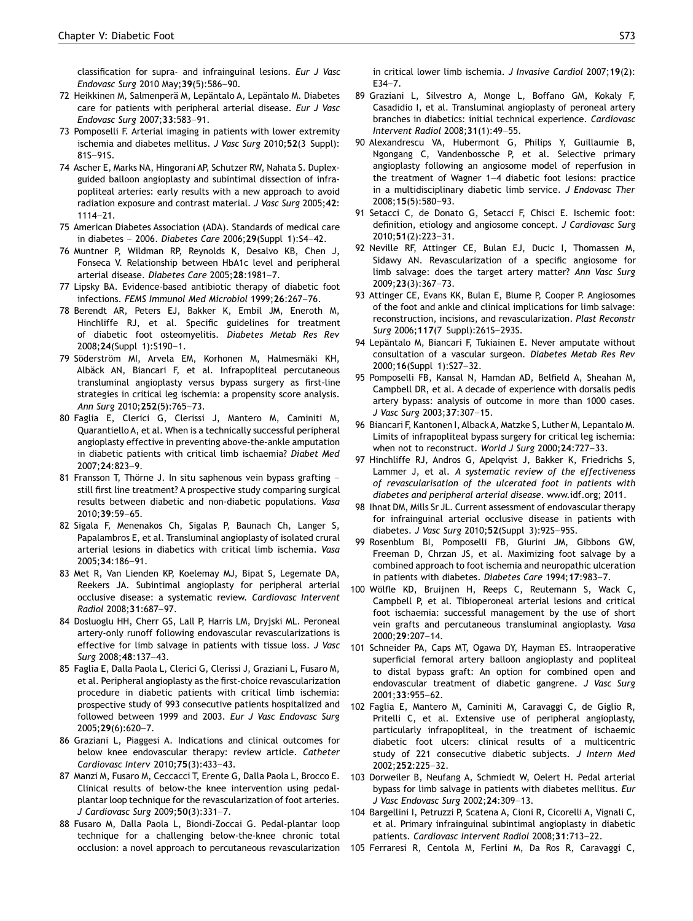classification for supra- and infrainguinal lesions. *Eur J Vasc Endovasc Surg* 2010 May;**39**(5):586–90.

72 Heikkinen M, Salmenperä M, Lepäntalo A, Lepäntalo M. Diabetes care for patients with peripheral arterial disease. *Eur J Vasc Endovasc Surg* 2007;**33**:583–91.

73 Pomposelli F. Arterial imaging in patients with lower extremity ischemia and diabetes mellitus. *J Vasc Surg* 2010;**52**(3 Suppl): 81S–91S.

74 Ascher E, Marks NA, Hingorani AP, Schutzer RW, Nahata S. Duplex-guided balloon angioplasty and subintimal dissection of infrapopliteal arteries: early results with a new approach to avoid radiation exposure and contrast material. *J Vasc Surg* 2005;**42**: 1114–21.

75 American Diabetes Association (ADA). Standards of medical care in diabetes – 2006. *Diabetes Care* 2006;**29**(Suppl 1):S4–42.

76 Muntner P, Wildman RP, Reynolds K, Desalvo KB, Chen J, Fonseca V. Relationship between HbA1c level and peripheral arterial disease. *Diabetes Care* 2005;**28**:1981–7.

77 Lipsky BA. Evidence-based antibiotic therapy of diabetic foot infections. *FEMS Immunol Med Microbiol* 1999;**26**:267–76.

78 Berendt AR, Peters EJ, Bakker K, Embil JM, Eneroth M, Hinchliffe RJ, et al. Specific guidelines for treatment of diabetic foot osteomyelitis. *Diabetes Metab Res Rev* 2008;**24**(Suppl 1):S190–1.

79 Söderström MI, Arvela EM, Korhonen M, Halmesmäki KH, Albäck AN, Biancari F, et al. Infrapopliteal percutaneous transluminal angioplasty versus bypass surgery as first-line strategies in critical leg ischemia: a propensity score analysis. *Ann Surg* 2010;**252**(5):765–73.

80 Faglia E, Clerici G, Clerissi J, Mantero M, Caminiti M, Quarantiello A, et al. When is a technically successful peripheral angioplasty effective in preventing above-the-ankle amputation in diabetic patients with critical limb ischaemia? *Diabet Med* 2007;**24**:823–9.

81 Fransson T, Thörne J. In situ saphenous vein bypass grafting – still first line treatment? A prospective study comparing surgical results between diabetic and non-diabetic populations. *Vasa* 2010;**39**:59–65.

82 Sigala F, Menenakos Ch, Sigalas P, Baunach Ch, Langer S, Papalambros E, et al. Transluminal angioplasty of isolated crural arterial lesions in diabetics with critical limb ischemia. *Vasa* 2005;**34**:186–91.

83 Met R, Van Lienden KP, Koelemay MJ, Bipat S, Legemate DA, Reekers JA. Subintimal angioplasty for peripheral arterial occlusive disease: a systematic review. *Cardiovasc Intervent Radiol* 2008;**31**:687–97.

84 Dosluoglu HH, Cherr GS, Lall P, Harris LM, Dryjski ML. Peroneal artery-only runoff following endovascular revascularizations is effective for limb salvage in patients with tissue loss. *J Vasc Surg* 2008;**48**:137–43.

85 Faglia E, Dalla Paola L, Clerici G, Clerissi J, Graziani L, Fusaro M, et al. Peripheral angioplasty as the first-choice revascularization procedure in diabetic patients with critical limb ischemia: prospective study of 993 consecutive patients hospitalized and followed between 1999 and 2003. *Eur J Vasc Endovasc Surg* 2005;**29**(6):620–7.

86 Graziani L, Piaggesi A. Indications and clinical outcomes for below knee endovascular therapy: review article. *Catheter Cardiovasc Interv* 2010;**75**(3):433–43.

87 Manzi M, Fusaro M, Ceccacci T, Erente G, Dalla Paola L, Brocco E. Clinical results of below-the knee intervention using pedal-plantar loop technique for the revascularization of foot arteries. *J Cardiovasc Surg* 2009;**50**(3):331–7.

88 Fusaro M, Dalla Paola L, Biondi-Zoccai G. Pedal-plantar loop technique for a challenging below-the-knee chronic total occlusion: a novel approach to percutaneous revascularization in critical lower limb ischemia. *J Invasive Cardiol* 2007;**19**(2): E34–7.

89 Graziani L, Silvestro A, Monge L, Boffano GM, Kokaly F, Casadidio I, et al. Transluminal angioplasty of peroneal artery branches in diabetics: initial technical experience. *Cardiovasc Intervent Radiol* 2008;**31**(1):49–55.

90 Alexandrescu VA, Hubermont G, Philips Y, Guillaumie B, Ngongang C, Vandenbossche P, et al. Selective primary angioplasty following an angiosome model of reperfusion in the treatment of Wagner 1–4 diabetic foot lesions: practice in a multidisciplinary diabetic limb service. *J Endovasc Ther* 2008;**15**(5):580–93.

91 Setacci C, de Donato G, Setacci F, Chisci E. Ischemic foot: definition, etiology and angiosome concept. *J Cardiovasc Surg* 2010;**51**(2):223–31.

92 Neville RF, Attinger CE, Bulan EJ, Ducic I, Thomassen M, Sidawy AN. Revascularization of a specific angiosome for limb salvage: does the target artery matter? *Ann Vasc Surg* 2009;**23**(3):367–73.

93 Attinger CE, Evans KK, Bulan E, Blume P, Cooper P. Angiosomes of the foot and ankle and clinical implications for limb salvage: reconstruction, incisions, and revascularization. *Plast Reconstr Surg* 2006;**117**(7 Suppl):261S–293S.

94 Lepäntalo M, Biancari F, Tukiainen E. Never amputate without consultation of a vascular surgeon. *Diabetes Metab Res Rev* 2000;**16**(Suppl 1):S27–32.

95 Pomposelli FB, Kansal N, Hamdan AD, Belfield A, Sheahan M, Campbell DR, et al. A decade of experience with dorsalis pedis artery bypass: analysis of outcome in more than 1000 cases. *J Vasc Surg* 2003;**37**:307–15.

96 Biancari F, Kantonen I, Alback A, Matzke S, Luther M, Lepantalo M. Limits of infrapopliteal bypass surgery for critical leg ischemia: when not to reconstruct. *World J Surg* 2000;**24**:727–33.

97 Hinchliffe RJ, Andros G, Apelqvist J, Bakker K, Friedrichs S, Lammer J, et al. *A systematic review of the effectiveness of revascularisation of the ulcerated foot in patients with diabetes and peripheral arterial disease*. www.idf.org; 2011.

98 Ihnat DM, Mills Sr JL. Current assessment of endovascular therapy for infrainguinal arterial occlusive disease in patients with diabetes. *J Vasc Surg* 2010;**52**(Suppl 3):92S–95S.

99 Rosenblum BI, Pomposelli FB, Giurini JM, Gibbons GW, Freeman D, Chrzan JS, et al. Maximizing foot salvage by a combined approach to foot ischemia and neuropathic ulceration in patients with diabetes. *Diabetes Care* 1994;**17**:983–7.

100 Wölfle KD, Bruijnen H, Reeps C, Reutemann S, Wack C, Campbell P, et al. Tibioperoneal arterial lesions and critical foot ischaemia: successful management by the use of short vein grafts and percutaneous transluminal angioplasty. *Vasa* 2000;**29**:207–14.

101 Schneider PA, Caps MT, Ogawa DY, Hayman ES. Intraoperative superficial femoral artery balloon angioplasty and popliteal to distal bypass graft: An option for combined open and endovascular treatment of diabetic gangrene. *J Vasc Surg* 2001;**33**:955–62.

102 Faglia E, Mantero M, Caminiti M, Caravaggi C, de Giglio R, Pritelli C, et al. Extensive use of peripheral angioplasty, particularly infrapopliteal, in the treatment of ischaemic diabetic foot ulcers: clinical results of a multicentric study of 221 consecutive diabetic subjects. *J Intern Med* 2002;**252**:225–32.

103 Dorweiler B, Neufang A, Schmiedt W, Oelert H. Pedal arterial bypass for limb salvage in patients with diabetes mellitus. *Eur J Vasc Endovasc Surg* 2002;**24**:309–13.

104 Bargellini I, Petruzzi P, Scatena A, Cioni R, Cicorelli A, Vignali C, et al. Primary infrainguinal subintimal angioplasty in diabetic patients. *Cardiovasc Intervent Radiol* 2008;**31**:713–22.

105 Ferraresi R, Centola M, Ferlini M, Da Ros R, Caravaggi C,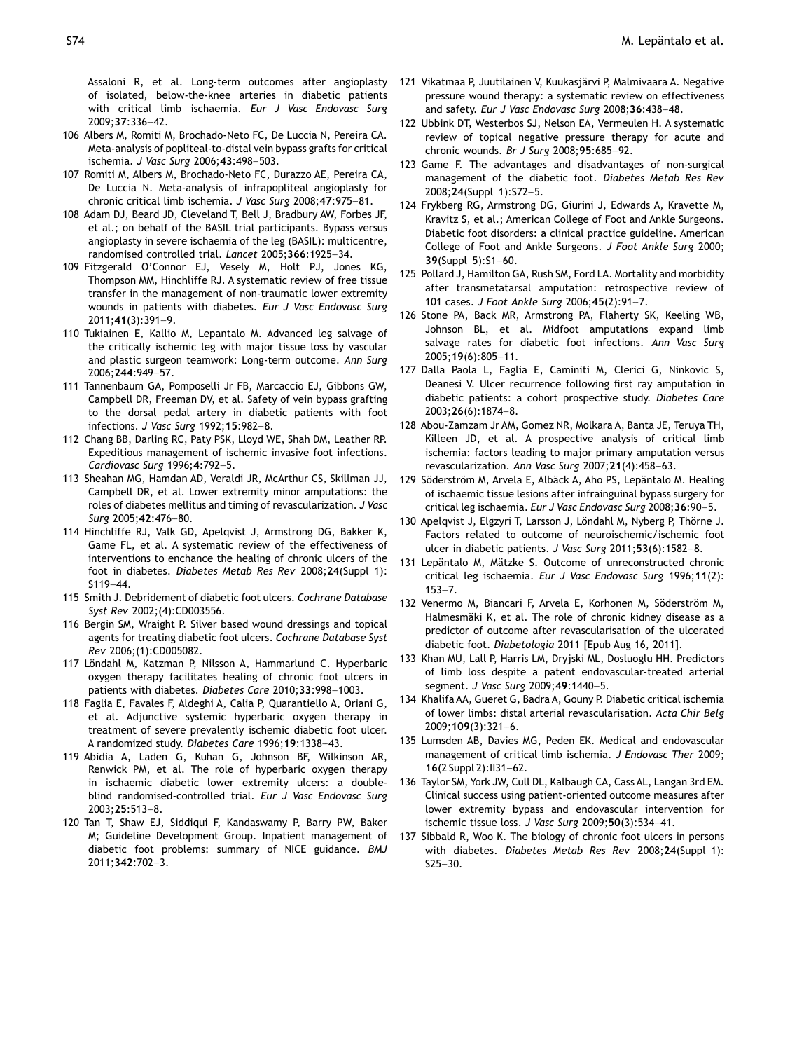Assaloni R, et al. Long-term outcomes after angioplasty of isolated, below-the-knee arteries in diabetic patients with critical limb ischaemia. *Eur J Vasc Endovasc Surg* 2009;**37**:336–42.

106 Albers M, Romiti M, Brochado-Neto FC, De Luccia N, Pereira CA. Meta-analysis of popliteal-to-distal vein bypass grafts for critical ischemia. *J Vasc Surg* 2006;**43**:498–503.

107 Romiti M, Albers M, Brochado-Neto FC, Durazzo AE, Pereira CA, De Luccia N. Meta-analysis of infrapopliteal angioplasty for chronic critical limb ischemia. *J Vasc Surg* 2008;**47**:975–81.

108 Adam DJ, Beard JD, Cleveland T, Bell J, Bradbury AW, Forbes JF, et al.; on behalf of the BASIL trial participants. Bypass versus angioplasty in severe ischaemia of the leg (BASIL): multicentre, randomised controlled trial. *Lancet* 2005;**366**:1925–34.

109 Fitzgerald O'Connor EJ, Vesely M, Holt PJ, Jones KG, Thompson MM, Hinchliffe RJ. A systematic review of free tissue transfer in the management of non-traumatic lower extremity wounds in patients with diabetes. *Eur J Vasc Endovasc Surg* 2011;**41**(3):391–9.

110 Tukiainen E, Kallio M, Lepantalo M. Advanced leg salvage of the critically ischemic leg with major tissue loss by vascular and plastic surgeon teamwork: Long-term outcome. *Ann Surg* 2006;**244**:949–57.

111 Tannenbaum GA, Pomposelli Jr FB, Marcaccio EJ, Gibbons GW, Campbell DR, Freeman DV, et al. Safety of vein bypass grafting to the dorsal pedal artery in diabetic patients with foot infections. *J Vasc Surg* 1992;**15**:982–8.

112 Chang BB, Darling RC, Paty PSK, Lloyd WE, Shah DM, Leather RP. Expeditious management of ischemic invasive foot infections. *Cardiovasc Surg* 1996;**4**:792–5.

113 Sheahan MG, Hamdan AD, Veraldi JR, McArthur CS, Skillman JJ, Campbell DR, et al. Lower extremity minor amputations: the roles of diabetes mellitus and timing of revascularization. *J Vasc Surg* 2005;**42**:476–80.

114 Hinchliffe RJ, Valk GD, Apelqvist J, Armstrong DG, Bakker K, Game FL, et al. A systematic review of the effectiveness of interventions to enchance the healing of chronic ulcers of the foot in diabetes. *Diabetes Metab Res Rev* 2008;**24**(Suppl 1): S119–44.

115 Smith J. Debridement of diabetic foot ulcers. *Cochrane Database Syst Rev* 2002;(4):CD003556.

116 Bergin SM, Wraight P. Silver based wound dressings and topical agents for treating diabetic foot ulcers. *Cochrane Database Syst Rev* 2006;(1):CD005082.

117 Löndahl M, Katzman P, Nilsson A, Hammarlund C. Hyperbaric oxygen therapy facilitates healing of chronic foot ulcers in patients with diabetes. *Diabetes Care* 2010;**33**:998–1003.

118 Faglia E, Favales F, Aldeghi A, Calia P, Quarantiello A, Oriani G, et al. Adjunctive systemic hyperbaric oxygen therapy in treatment of severe prevalently ischemic diabetic foot ulcer. A randomized study. *Diabetes Care* 1996;**19**:1338–43.

119 Abidia A, Laden G, Kuhan G, Johnson BF, Wilkinson AR, Renwick PM, et al. The role of hyperbaric oxygen therapy in ischaemic diabetic lower extremity ulcers: a double-blind randomised-controlled trial. *Eur J Vasc Endovasc Surg* 2003;**25**:513–8.

120 Tan T, Shaw EJ, Siddiqui F, Kandaswamy P, Barry PW, Baker M; Guideline Development Group. Inpatient management of diabetic foot problems: summary of NICE guidance. *BMJ* 2011;**342**:702–3.

121 Vikatmaa P, Juutilainen V, Kuukasjärvi P, Malmivaara A. Negative pressure wound therapy: a systematic review on effectiveness and safety. *Eur J Vasc Endovasc Surg* 2008;**36**:438–48.

122 Ubbink DT, Westerbos SJ, Nelson EA, Vermeulen H. A systematic review of topical negative pressure therapy for acute and chronic wounds. *Br J Surg* 2008;**95**:685–92.

123 Game F. The advantages and disadvantages of non-surgical management of the diabetic foot. *Diabetes Metab Res Rev* 2008;**24**(Suppl 1):S72–5.

124 Frykberg RG, Armstrong DG, Giurini J, Edwards A, Kravette M, Kravitz S, et al.; American College of Foot and Ankle Surgeons. Diabetic foot disorders: a clinical practice guideline. American College of Foot and Ankle Surgeons. *J Foot Ankle Surg* 2000; **39**(Suppl 5):S1–60.

125 Pollard J, Hamilton GA, Rush SM, Ford LA. Mortality and morbidity after transmetatarsal amputation: retrospective review of 101 cases. *J Foot Ankle Surg* 2006;**45**(2):91–7.

126 Stone PA, Back MR, Armstrong PA, Flaherty SK, Keeling WB, Johnson BL, et al. Midfoot amputations expand limb salvage rates for diabetic foot infections. *Ann Vasc Surg* 2005;**19**(6):805–11.

127 Dalla Paola L, Faglia E, Caminiti M, Clerici G, Ninkovic S, Deanesi V. Ulcer recurrence following first ray amputation in diabetic patients: a cohort prospective study. *Diabetes Care* 2003;**26**(6):1874–8.

128 Abou-Zamzam Jr AM, Gomez NR, Molkara A, Banta JE, Teruya TH, Killeen JD, et al. A prospective analysis of critical limb ischemia: factors leading to major primary amputation versus revascularization. *Ann Vasc Surg* 2007;**21**(4):458–63.

129 Söderström M, Arvela E, Albäck A, Aho PS, Lepäntalo M. Healing of ischaemic tissue lesions after infrainguinal bypass surgery for critical leg ischaemia. *Eur J Vasc Endovasc Surg* 2008;**36**:90–5.

130 Apelqvist J, Elgzyri T, Larsson J, Löndahl M, Nyberg P, Thörne J. Factors related to outcome of neuroischemic/ischemic foot ulcer in diabetic patients. *J Vasc Surg* 2011;**53**(6):1582–8.

131 Lepäntalo M, Mätzke S. Outcome of unreconstructed chronic critical leg ischaemia. *Eur J Vasc Endovasc Surg* 1996;**11**(2): 153–7.

132 Venermo M, Biancari F, Arvela E, Korhonen M, Söderström M, Halmesmäki K, et al. The role of chronic kidney disease as a predictor of outcome after revascularisation of the ulcerated diabetic foot. *Diabetologia* 2011 [Epub Aug 16, 2011].

133 Khan MU, Lall P, Harris LM, Dryjski ML, Dosluoglu HH. Predictors of limb loss despite a patent endovascular-treated arterial segment. *J Vasc Surg* 2009;**49**:1440–5.

134 Khalifa AA, Gueret G, Badra A, Gouny P. Diabetic critical ischemia of lower limbs: distal arterial revascularisation. *Acta Chir Belg* 2009;**109**(3):321–6.

135 Lumsden AB, Davies MG, Peden EK. Medical and endovascular management of critical limb ischemia. *J Endovasc Ther* 2009; **16**(2 Suppl 2):II31–62.

136 Taylor SM, York JW, Cull DL, Kalbaugh CA, Cass AL, Langan 3rd EM. Clinical success using patient-oriented outcome measures after lower extremity bypass and endovascular intervention for ischemic tissue loss. *J Vasc Surg* 2009;**50**(3):534–41.

137 Sibbald R, Woo K. The biology of chronic foot ulcers in persons with diabetes. *Diabetes Metab Res Rev* 2008;**24**(Suppl 1): S25–30.